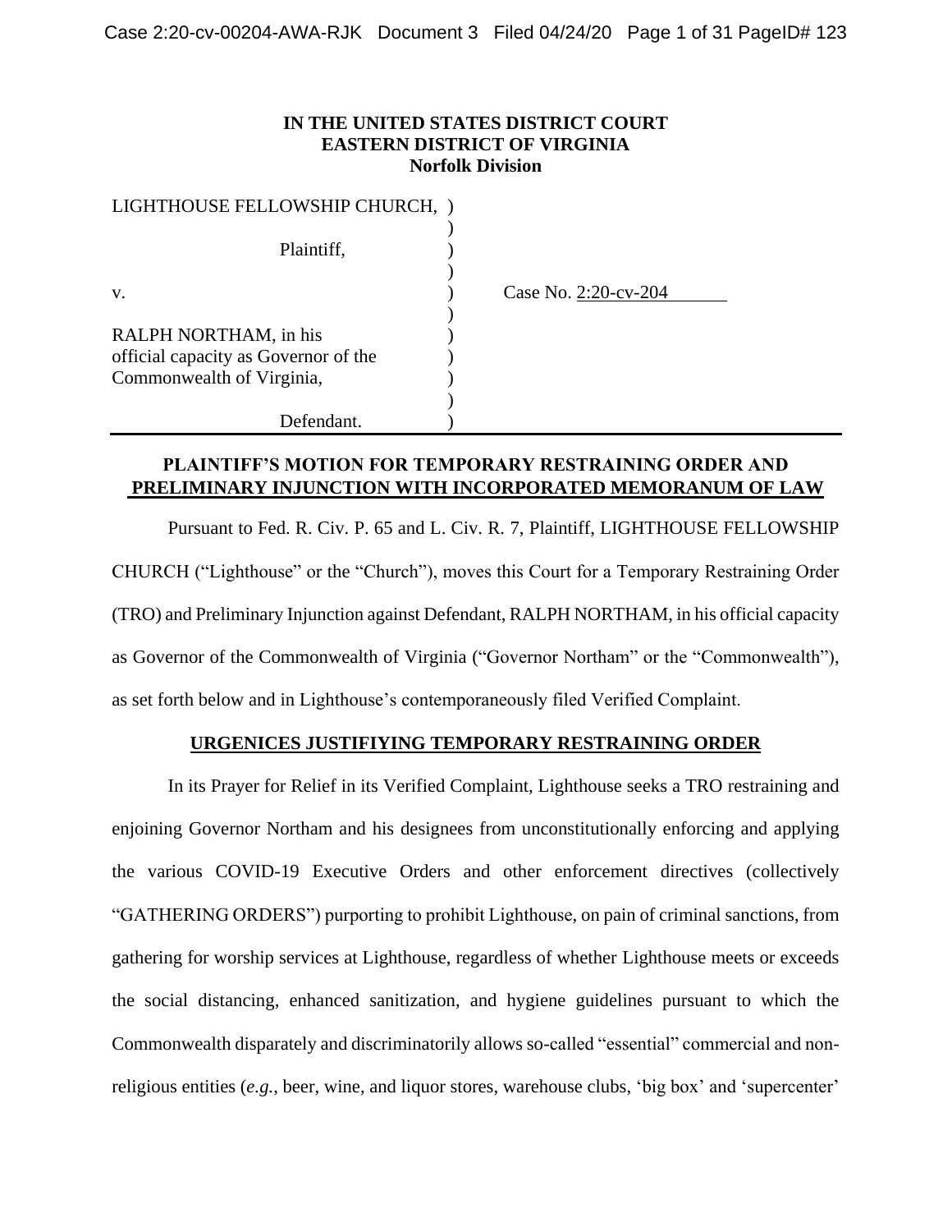**IN THE UNITED STATES DISTRICT COURT**
**EASTERN DISTRICT OF VIRGINIA**
**Norfolk Division**

| | | |
|---|---|---|
| LIGHTHOUSE FELLOWSHIP CHURCH, | ) | |
| | ) | |
| Plaintiff, | ) | |
| | ) | |
| v. | ) | Case No. 2:20-cv-204 |
| | ) | |
| RALPH NORTHAM, in his official capacity as Governor of the Commonwealth of Virginia, | ) | |
| | ) | |
| Defendant. | ) | |

## PLAINTIFF'S MOTION FOR TEMPORARY RESTRAINING ORDER AND PRELIMINARY INJUNCTION WITH INCORPORATED MEMORANUM OF LAW

Pursuant to Fed. R. Civ. P. 65 and L. Civ. R. 7, Plaintiff, LIGHTHOUSE FELLOWSHIP CHURCH ("Lighthouse" or the "Church"), moves this Court for a Temporary Restraining Order (TRO) and Preliminary Injunction against Defendant, RALPH NORTHAM, in his official capacity as Governor of the Commonwealth of Virginia ("Governor Northam" or the "Commonwealth"), as set forth below and in Lighthouse's contemporaneously filed Verified Complaint.

## URGENICES JUSTIFIYING TEMPORARY RESTRAINING ORDER

In its Prayer for Relief in its Verified Complaint, Lighthouse seeks a TRO restraining and enjoining Governor Northam and his designees from unconstitutionally enforcing and applying the various COVID-19 Executive Orders and other enforcement directives (collectively "GATHERING ORDERS") purporting to prohibit Lighthouse, on pain of criminal sanctions, from gathering for worship services at Lighthouse, regardless of whether Lighthouse meets or exceeds the social distancing, enhanced sanitization, and hygiene guidelines pursuant to which the Commonwealth disparately and discriminatorily allows so-called "essential" commercial and non-religious entities (*e.g.*, beer, wine, and liquor stores, warehouse clubs, 'big box' and 'supercenter'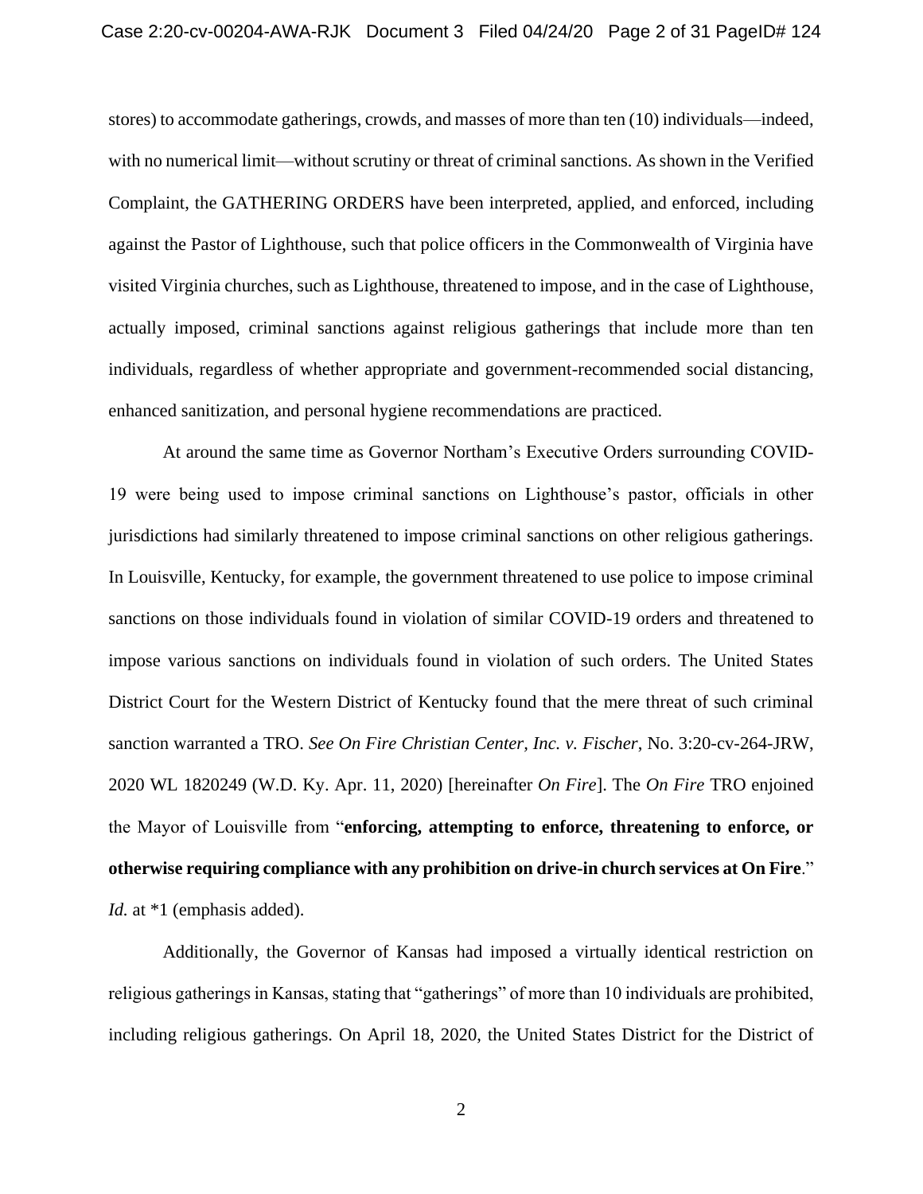stores) to accommodate gatherings, crowds, and masses of more than ten (10) individuals—indeed, with no numerical limit—without scrutiny or threat of criminal sanctions. As shown in the Verified Complaint, the GATHERING ORDERS have been interpreted, applied, and enforced, including against the Pastor of Lighthouse, such that police officers in the Commonwealth of Virginia have visited Virginia churches, such as Lighthouse, threatened to impose, and in the case of Lighthouse, actually imposed, criminal sanctions against religious gatherings that include more than ten individuals, regardless of whether appropriate and government-recommended social distancing, enhanced sanitization, and personal hygiene recommendations are practiced.

At around the same time as Governor Northam's Executive Orders surrounding COVID-19 were being used to impose criminal sanctions on Lighthouse's pastor, officials in other jurisdictions had similarly threatened to impose criminal sanctions on other religious gatherings. In Louisville, Kentucky, for example, the government threatened to use police to impose criminal sanctions on those individuals found in violation of similar COVID-19 orders and threatened to impose various sanctions on individuals found in violation of such orders. The United States District Court for the Western District of Kentucky found that the mere threat of such criminal sanction warranted a TRO. *See On Fire Christian Center, Inc. v. Fischer*, No. 3:20-cv-264-JRW, 2020 WL 1820249 (W.D. Ky. Apr. 11, 2020) [hereinafter *On Fire*]. The *On Fire* TRO enjoined the Mayor of Louisville from "**enforcing, attempting to enforce, threatening to enforce, or otherwise requiring compliance with any prohibition on drive-in church services at On Fire**." *Id.* at *1 (emphasis added).

Additionally, the Governor of Kansas had imposed a virtually identical restriction on religious gatherings in Kansas, stating that "gatherings" of more than 10 individuals are prohibited, including religious gatherings. On April 18, 2020, the United States District for the District of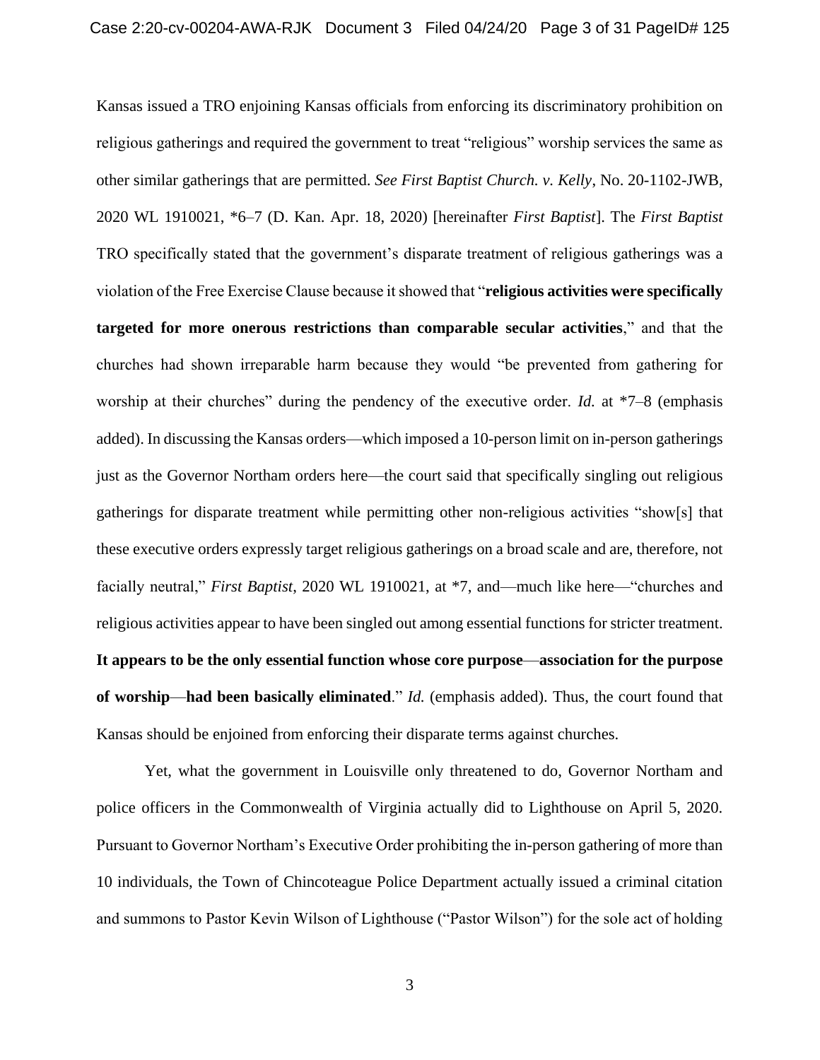Kansas issued a TRO enjoining Kansas officials from enforcing its discriminatory prohibition on religious gatherings and required the government to treat "religious" worship services the same as other similar gatherings that are permitted. *See First Baptist Church. v. Kelly*, No. 20-1102-JWB, 2020 WL 1910021, *6–7 (D. Kan. Apr. 18, 2020) [hereinafter *First Baptist*]. The *First Baptist* TRO specifically stated that the government's disparate treatment of religious gatherings was a violation of the Free Exercise Clause because it showed that "**religious activities were specifically targeted for more onerous restrictions than comparable secular activities**," and that the churches had shown irreparable harm because they would "be prevented from gathering for worship at their churches" during the pendency of the executive order. *Id.* at *7–8 (emphasis added). In discussing the Kansas orders—which imposed a 10-person limit on in-person gatherings just as the Governor Northam orders here—the court said that specifically singling out religious gatherings for disparate treatment while permitting other non-religious activities "show[s] that these executive orders expressly target religious gatherings on a broad scale and are, therefore, not facially neutral," *First Baptist*, 2020 WL 1910021, at *7, and—much like here—"churches and religious activities appear to have been singled out among essential functions for stricter treatment. **It appears to be the only essential function whose core purpose**—**association for the purpose of worship**—**had been basically eliminated**." *Id.* (emphasis added). Thus, the court found that Kansas should be enjoined from enforcing their disparate terms against churches.

Yet, what the government in Louisville only threatened to do, Governor Northam and police officers in the Commonwealth of Virginia actually did to Lighthouse on April 5, 2020. Pursuant to Governor Northam's Executive Order prohibiting the in-person gathering of more than 10 individuals, the Town of Chincoteague Police Department actually issued a criminal citation and summons to Pastor Kevin Wilson of Lighthouse ("Pastor Wilson") for the sole act of holding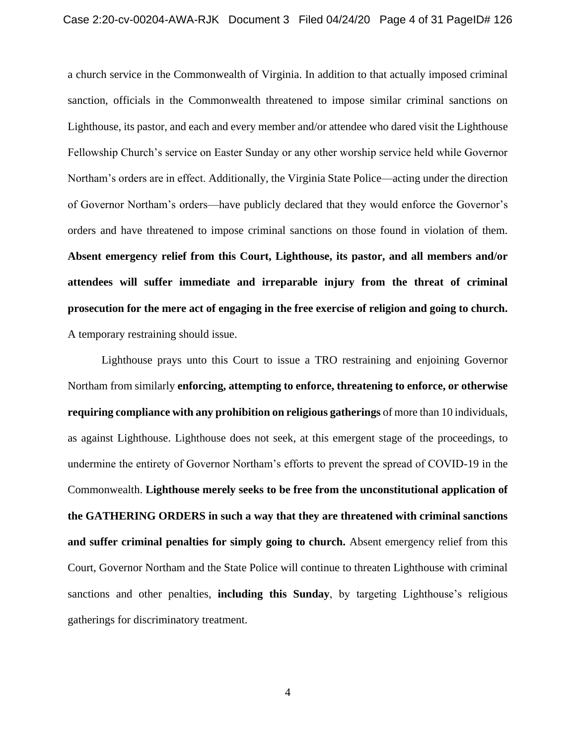a church service in the Commonwealth of Virginia. In addition to that actually imposed criminal sanction, officials in the Commonwealth threatened to impose similar criminal sanctions on Lighthouse, its pastor, and each and every member and/or attendee who dared visit the Lighthouse Fellowship Church's service on Easter Sunday or any other worship service held while Governor Northam's orders are in effect. Additionally, the Virginia State Police—acting under the direction of Governor Northam's orders—have publicly declared that they would enforce the Governor's orders and have threatened to impose criminal sanctions on those found in violation of them. **Absent emergency relief from this Court, Lighthouse, its pastor, and all members and/or attendees will suffer immediate and irreparable injury from the threat of criminal prosecution for the mere act of engaging in the free exercise of religion and going to church.** A temporary restraining should issue.

Lighthouse prays unto this Court to issue a TRO restraining and enjoining Governor Northam from similarly **enforcing, attempting to enforce, threatening to enforce, or otherwise requiring compliance with any prohibition on religious gatherings** of more than 10 individuals, as against Lighthouse. Lighthouse does not seek, at this emergent stage of the proceedings, to undermine the entirety of Governor Northam's efforts to prevent the spread of COVID-19 in the Commonwealth. **Lighthouse merely seeks to be free from the unconstitutional application of the GATHERING ORDERS in such a way that they are threatened with criminal sanctions and suffer criminal penalties for simply going to church.** Absent emergency relief from this Court, Governor Northam and the State Police will continue to threaten Lighthouse with criminal sanctions and other penalties, **including this Sunday**, by targeting Lighthouse's religious gatherings for discriminatory treatment.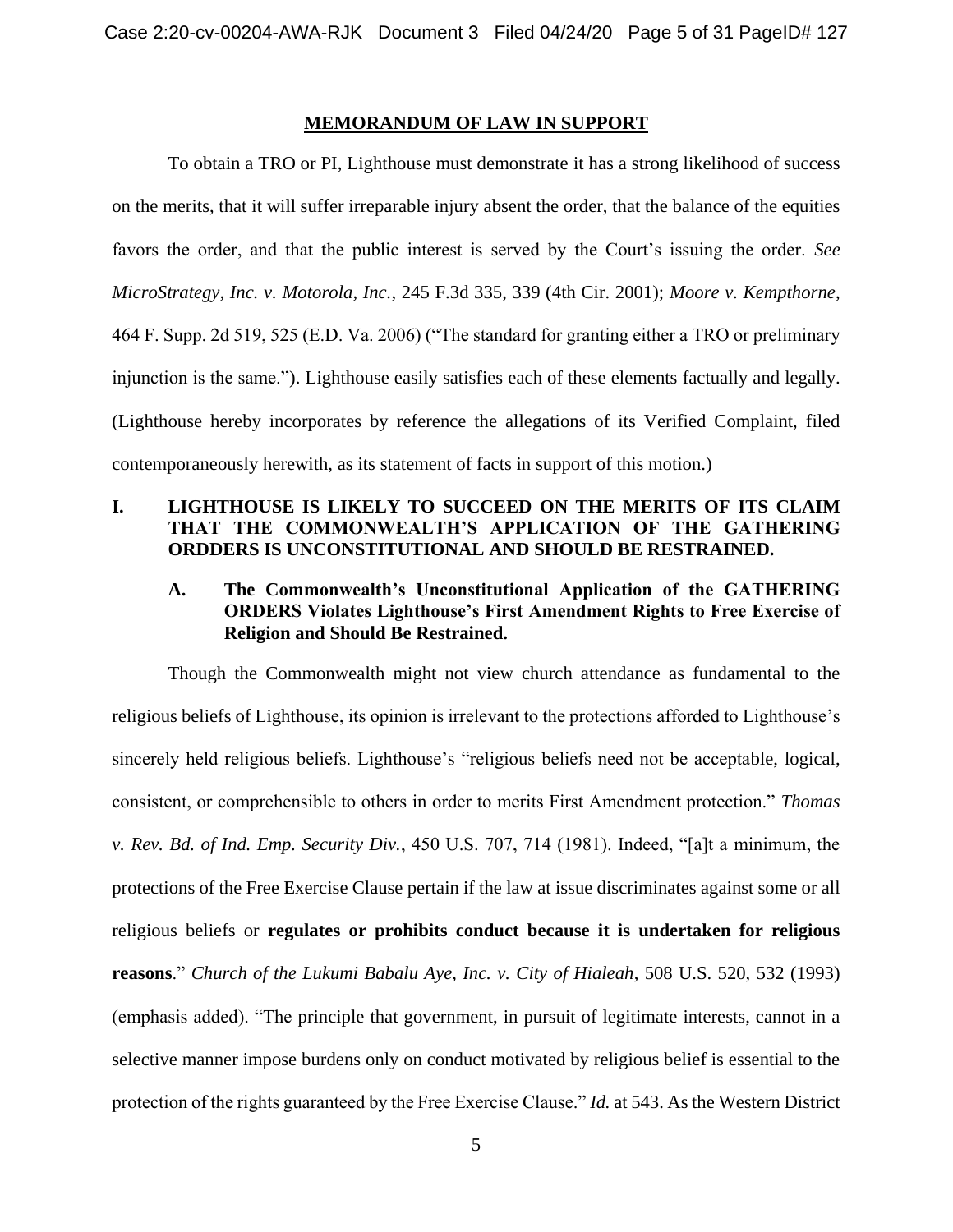## MEMORANDUM OF LAW IN SUPPORT

To obtain a TRO or PI, Lighthouse must demonstrate it has a strong likelihood of success on the merits, that it will suffer irreparable injury absent the order, that the balance of the equities favors the order, and that the public interest is served by the Court's issuing the order. *See MicroStrategy, Inc. v. Motorola, Inc.*, 245 F.3d 335, 339 (4th Cir. 2001); *Moore v. Kempthorne*, 464 F. Supp. 2d 519, 525 (E.D. Va. 2006) ("The standard for granting either a TRO or preliminary injunction is the same."). Lighthouse easily satisfies each of these elements factually and legally. (Lighthouse hereby incorporates by reference the allegations of its Verified Complaint, filed contemporaneously herewith, as its statement of facts in support of this motion.)

### I. LIGHTHOUSE IS LIKELY TO SUCCEED ON THE MERITS OF ITS CLAIM THAT THE COMMONWEALTH'S APPLICATION OF THE GATHERING ORDDERS IS UNCONSTITUTIONAL AND SHOULD BE RESTRAINED.

#### A. The Commonwealth's Unconstitutional Application of the GATHERING ORDERS Violates Lighthouse's First Amendment Rights to Free Exercise of Religion and Should Be Restrained.

Though the Commonwealth might not view church attendance as fundamental to the religious beliefs of Lighthouse, its opinion is irrelevant to the protections afforded to Lighthouse's sincerely held religious beliefs. Lighthouse's "religious beliefs need not be acceptable, logical, consistent, or comprehensible to others in order to merits First Amendment protection." *Thomas v. Rev. Bd. of Ind. Emp. Security Div.*, 450 U.S. 707, 714 (1981). Indeed, "[a]t a minimum, the protections of the Free Exercise Clause pertain if the law at issue discriminates against some or all religious beliefs or **regulates or prohibits conduct because it is undertaken for religious reasons**." *Church of the Lukumi Babalu Aye, Inc. v. City of Hialeah*, 508 U.S. 520, 532 (1993) (emphasis added). "The principle that government, in pursuit of legitimate interests, cannot in a selective manner impose burdens only on conduct motivated by religious belief is essential to the protection of the rights guaranteed by the Free Exercise Clause." *Id.* at 543. As the Western District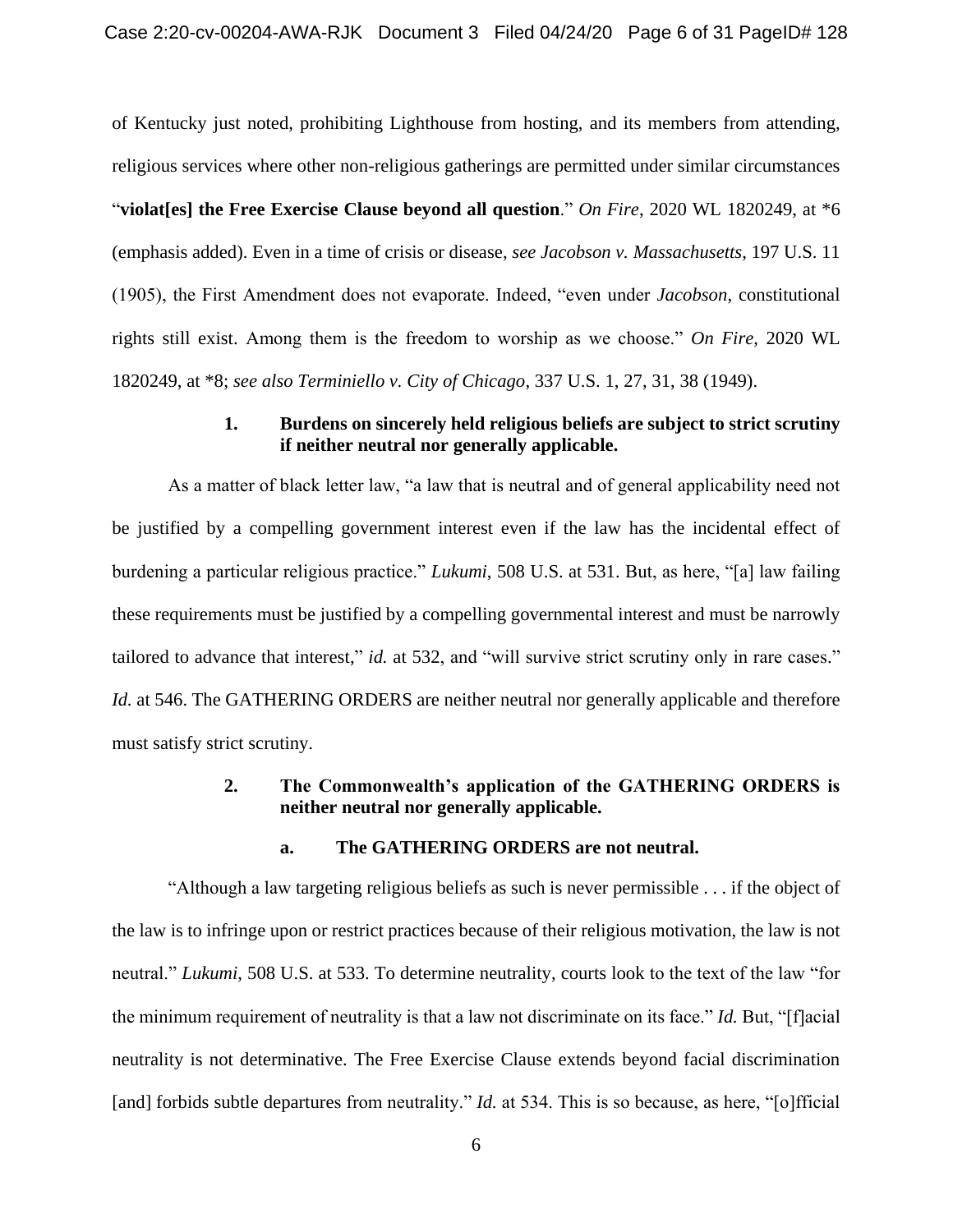of Kentucky just noted, prohibiting Lighthouse from hosting, and its members from attending, religious services where other non-religious gatherings are permitted under similar circumstances "**violat[es] the Free Exercise Clause beyond all question**." *On Fire*, 2020 WL 1820249, at *6 (emphasis added). Even in a time of crisis or disease, *see Jacobson v. Massachusetts*, 197 U.S. 11 (1905), the First Amendment does not evaporate. Indeed, "even under *Jacobson*, constitutional rights still exist. Among them is the freedom to worship as we choose." *On Fire*, 2020 WL 1820249, at *8; *see also Terminiello v. City of Chicago*, 337 U.S. 1, 27, 31, 38 (1949).

**1. Burdens on sincerely held religious beliefs are subject to strict scrutiny if neither neutral nor generally applicable.**

As a matter of black letter law, "a law that is neutral and of general applicability need not be justified by a compelling government interest even if the law has the incidental effect of burdening a particular religious practice." *Lukumi*, 508 U.S. at 531. But, as here, "[a] law failing these requirements must be justified by a compelling governmental interest and must be narrowly tailored to advance that interest," *id.* at 532, and "will survive strict scrutiny only in rare cases." *Id.* at 546. The GATHERING ORDERS are neither neutral nor generally applicable and therefore must satisfy strict scrutiny.

**2. The Commonwealth's application of the GATHERING ORDERS is neither neutral nor generally applicable.**

**a. The GATHERING ORDERS are not neutral.**

"Although a law targeting religious beliefs as such is never permissible . . . if the object of the law is to infringe upon or restrict practices because of their religious motivation, the law is not neutral." *Lukumi*, 508 U.S. at 533. To determine neutrality, courts look to the text of the law "for the minimum requirement of neutrality is that a law not discriminate on its face." *Id.* But, "[f]acial neutrality is not determinative. The Free Exercise Clause extends beyond facial discrimination [and] forbids subtle departures from neutrality." *Id.* at 534. This is so because, as here, "[o]fficial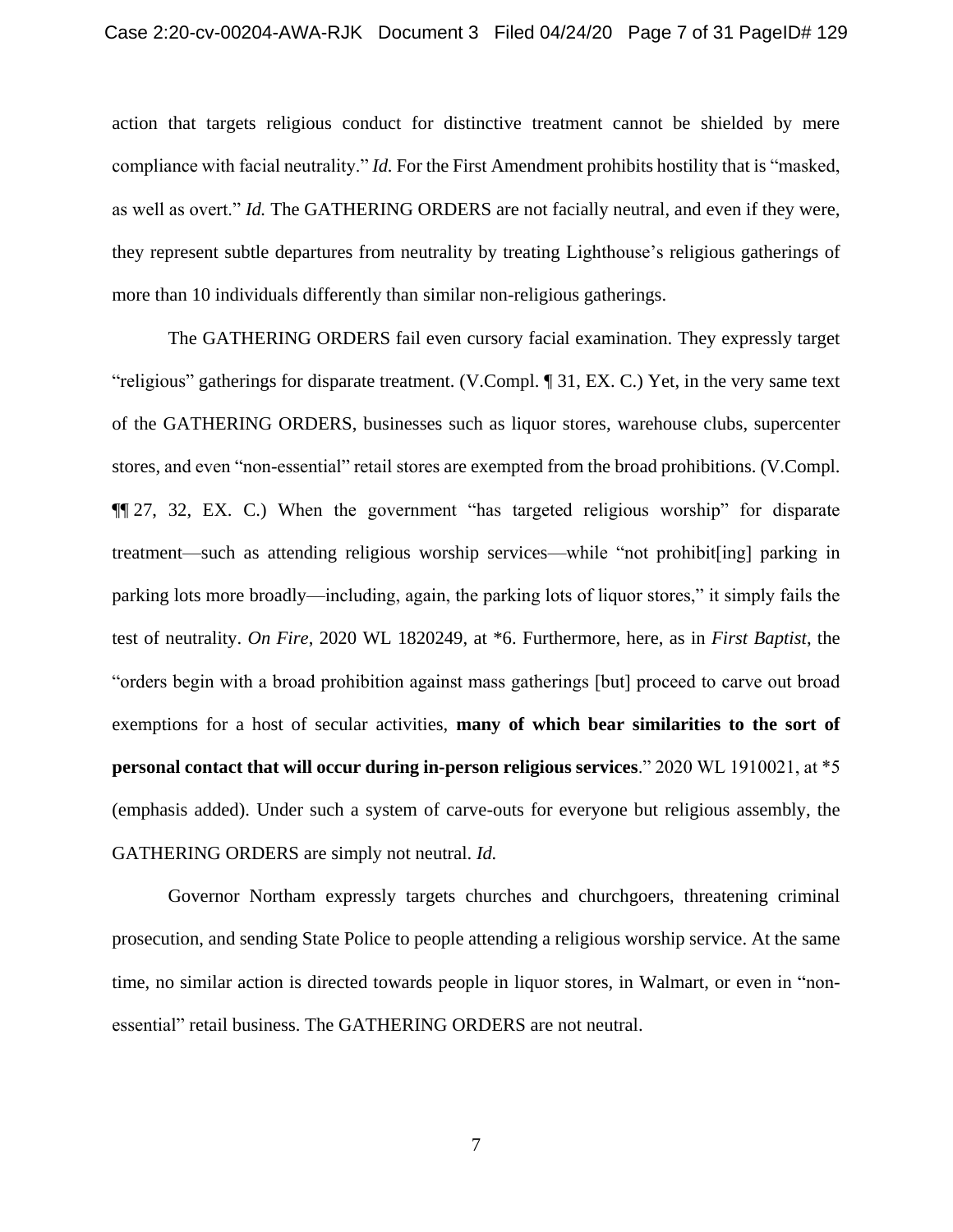action that targets religious conduct for distinctive treatment cannot be shielded by mere compliance with facial neutrality." *Id.* For the First Amendment prohibits hostility that is "masked, as well as overt." *Id.* The GATHERING ORDERS are not facially neutral, and even if they were, they represent subtle departures from neutrality by treating Lighthouse's religious gatherings of more than 10 individuals differently than similar non-religious gatherings.

The GATHERING ORDERS fail even cursory facial examination. They expressly target "religious" gatherings for disparate treatment. (V.Compl. ¶ 31, EX. C.) Yet, in the very same text of the GATHERING ORDERS, businesses such as liquor stores, warehouse clubs, supercenter stores, and even "non-essential" retail stores are exempted from the broad prohibitions. (V.Compl. ¶¶ 27, 32, EX. C.) When the government "has targeted religious worship" for disparate treatment—such as attending religious worship services—while "not prohibit[ing] parking in parking lots more broadly—including, again, the parking lots of liquor stores," it simply fails the test of neutrality. *On Fire*, 2020 WL 1820249, at *6. Furthermore, here, as in *First Baptist*, the "orders begin with a broad prohibition against mass gatherings [but] proceed to carve out broad exemptions for a host of secular activities, **many of which bear similarities to the sort of personal contact that will occur during in-person religious services**." 2020 WL 1910021, at *5 (emphasis added). Under such a system of carve-outs for everyone but religious assembly, the GATHERING ORDERS are simply not neutral. *Id.*

Governor Northam expressly targets churches and churchgoers, threatening criminal prosecution, and sending State Police to people attending a religious worship service. At the same time, no similar action is directed towards people in liquor stores, in Walmart, or even in "non-essential" retail business. The GATHERING ORDERS are not neutral.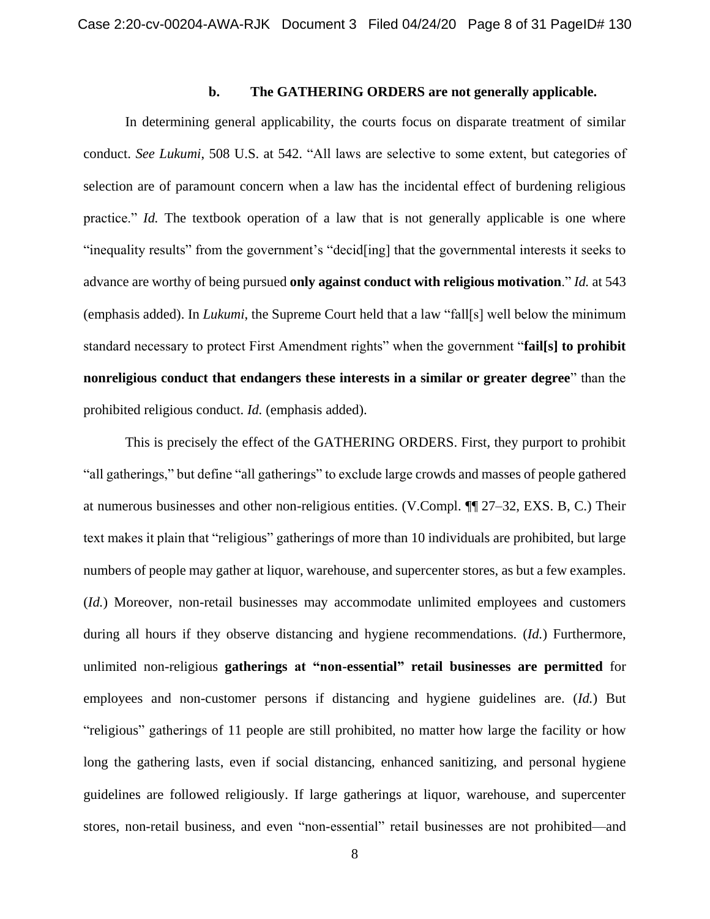### b. The GATHERING ORDERS are not generally applicable.

In determining general applicability, the courts focus on disparate treatment of similar conduct. *See Lukumi*, 508 U.S. at 542. "All laws are selective to some extent, but categories of selection are of paramount concern when a law has the incidental effect of burdening religious practice." *Id.* The textbook operation of a law that is not generally applicable is one where "inequality results" from the government's "decid[ing] that the governmental interests it seeks to advance are worthy of being pursued **only against conduct with religious motivation**." *Id.* at 543 (emphasis added). In *Lukumi*, the Supreme Court held that a law "fall[s] well below the minimum standard necessary to protect First Amendment rights" when the government "**fail[s] to prohibit nonreligious conduct that endangers these interests in a similar or greater degree**" than the prohibited religious conduct. *Id.* (emphasis added).

This is precisely the effect of the GATHERING ORDERS. First, they purport to prohibit "all gatherings," but define "all gatherings" to exclude large crowds and masses of people gathered at numerous businesses and other non-religious entities. (V.Compl. ¶¶ 27–32, EXS. B, C.) Their text makes it plain that "religious" gatherings of more than 10 individuals are prohibited, but large numbers of people may gather at liquor, warehouse, and supercenter stores, as but a few examples. (*Id.*) Moreover, non-retail businesses may accommodate unlimited employees and customers during all hours if they observe distancing and hygiene recommendations. (*Id.*) Furthermore, unlimited non-religious **gatherings at "non-essential" retail businesses are permitted** for employees and non-customer persons if distancing and hygiene guidelines are. (*Id.*) But "religious" gatherings of 11 people are still prohibited, no matter how large the facility or how long the gathering lasts, even if social distancing, enhanced sanitizing, and personal hygiene guidelines are followed religiously. If large gatherings at liquor, warehouse, and supercenter stores, non-retail business, and even "non-essential" retail businesses are not prohibited—and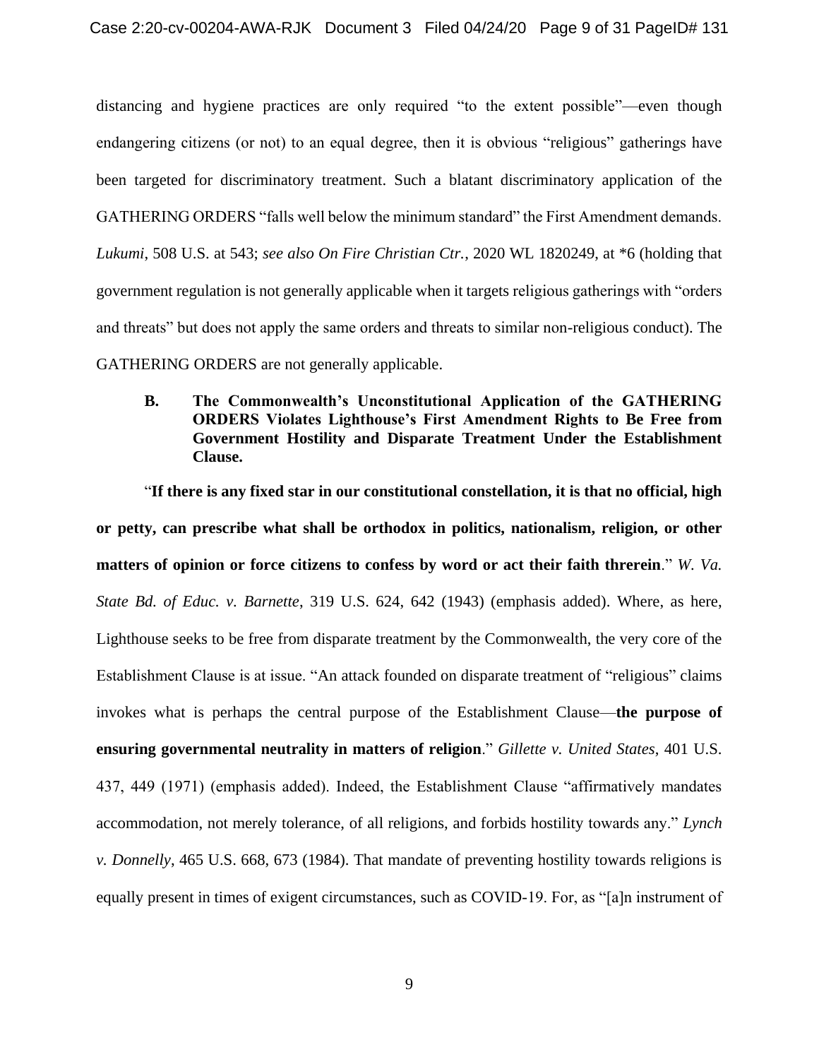distancing and hygiene practices are only required "to the extent possible"—even though endangering citizens (or not) to an equal degree, then it is obvious "religious" gatherings have been targeted for discriminatory treatment. Such a blatant discriminatory application of the GATHERING ORDERS "falls well below the minimum standard" the First Amendment demands. *Lukumi*, 508 U.S. at 543; *see also On Fire Christian Ctr.*, 2020 WL 1820249, at *6 (holding that government regulation is not generally applicable when it targets religious gatherings with "orders and threats" but does not apply the same orders and threats to similar non-religious conduct). The GATHERING ORDERS are not generally applicable.

### B. The Commonwealth's Unconstitutional Application of the GATHERING ORDERS Violates Lighthouse's First Amendment Rights to Be Free from Government Hostility and Disparate Treatment Under the Establishment Clause.

"**If there is any fixed star in our constitutional constellation, it is that no official, high or petty, can prescribe what shall be orthodox in politics, nationalism, religion, or other matters of opinion or force citizens to confess by word or act their faith threrein**." *W. Va. State Bd. of Educ. v. Barnette*, 319 U.S. 624, 642 (1943) (emphasis added). Where, as here, Lighthouse seeks to be free from disparate treatment by the Commonwealth, the very core of the Establishment Clause is at issue. "An attack founded on disparate treatment of "religious" claims invokes what is perhaps the central purpose of the Establishment Clause—**the purpose of ensuring governmental neutrality in matters of religion**." *Gillette v. United States*, 401 U.S. 437, 449 (1971) (emphasis added). Indeed, the Establishment Clause "affirmatively mandates accommodation, not merely tolerance, of all religions, and forbids hostility towards any." *Lynch v. Donnelly*, 465 U.S. 668, 673 (1984). That mandate of preventing hostility towards religions is equally present in times of exigent circumstances, such as COVID-19. For, as "[a]n instrument of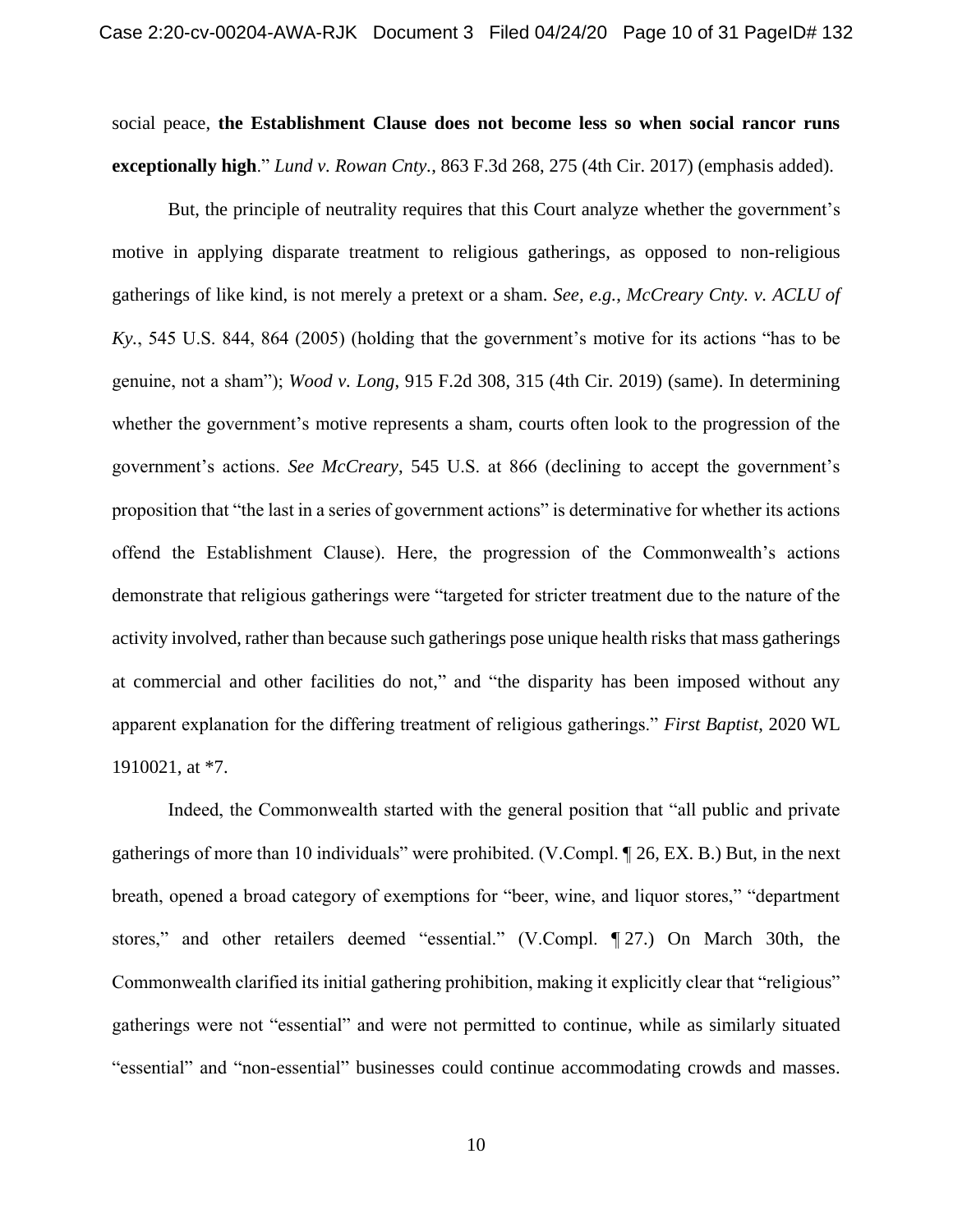social peace, **the Establishment Clause does not become less so when social rancor runs exceptionally high**." *Lund v. Rowan Cnty.*, 863 F.3d 268, 275 (4th Cir. 2017) (emphasis added).

But, the principle of neutrality requires that this Court analyze whether the government's motive in applying disparate treatment to religious gatherings, as opposed to non-religious gatherings of like kind, is not merely a pretext or a sham. *See, e.g.*, *McCreary Cnty. v. ACLU of Ky.*, 545 U.S. 844, 864 (2005) (holding that the government's motive for its actions "has to be genuine, not a sham"); *Wood v. Long*, 915 F.2d 308, 315 (4th Cir. 2019) (same). In determining whether the government's motive represents a sham, courts often look to the progression of the government's actions. *See McCreary*, 545 U.S. at 866 (declining to accept the government's proposition that "the last in a series of government actions" is determinative for whether its actions offend the Establishment Clause). Here, the progression of the Commonwealth's actions demonstrate that religious gatherings were "targeted for stricter treatment due to the nature of the activity involved, rather than because such gatherings pose unique health risks that mass gatherings at commercial and other facilities do not," and "the disparity has been imposed without any apparent explanation for the differing treatment of religious gatherings." *First Baptist*, 2020 WL 1910021, at *7.

Indeed, the Commonwealth started with the general position that "all public and private gatherings of more than 10 individuals" were prohibited. (V.Compl. ¶ 26, EX. B.) But, in the next breath, opened a broad category of exemptions for "beer, wine, and liquor stores," "department stores," and other retailers deemed "essential." (V.Compl. ¶ 27.) On March 30th, the Commonwealth clarified its initial gathering prohibition, making it explicitly clear that "religious" gatherings were not "essential" and were not permitted to continue, while as similarly situated "essential" and "non-essential" businesses could continue accommodating crowds and masses.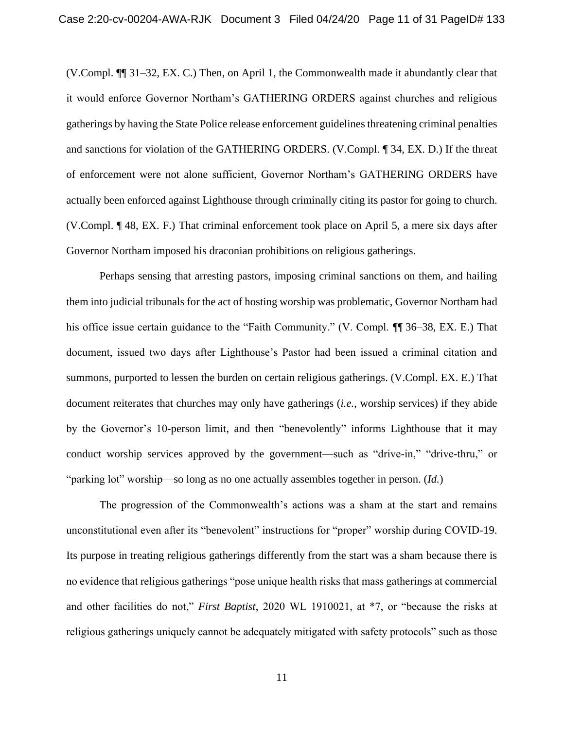(V.Compl. ¶¶ 31–32, EX. C.) Then, on April 1, the Commonwealth made it abundantly clear that it would enforce Governor Northam's GATHERING ORDERS against churches and religious gatherings by having the State Police release enforcement guidelines threatening criminal penalties and sanctions for violation of the GATHERING ORDERS. (V.Compl. ¶ 34, EX. D.) If the threat of enforcement were not alone sufficient, Governor Northam's GATHERING ORDERS have actually been enforced against Lighthouse through criminally citing its pastor for going to church. (V.Compl. ¶ 48, EX. F.) That criminal enforcement took place on April 5, a mere six days after Governor Northam imposed his draconian prohibitions on religious gatherings.

Perhaps sensing that arresting pastors, imposing criminal sanctions on them, and hailing them into judicial tribunals for the act of hosting worship was problematic, Governor Northam had his office issue certain guidance to the "Faith Community." (V. Compl. ¶¶ 36–38, EX. E.) That document, issued two days after Lighthouse's Pastor had been issued a criminal citation and summons, purported to lessen the burden on certain religious gatherings. (V.Compl. EX. E.) That document reiterates that churches may only have gatherings (*i.e.*, worship services) if they abide by the Governor's 10-person limit, and then "benevolently" informs Lighthouse that it may conduct worship services approved by the government—such as "drive-in," "drive-thru," or "parking lot" worship—so long as no one actually assembles together in person. (*Id.*)

The progression of the Commonwealth's actions was a sham at the start and remains unconstitutional even after its "benevolent" instructions for "proper" worship during COVID-19. Its purpose in treating religious gatherings differently from the start was a sham because there is no evidence that religious gatherings "pose unique health risks that mass gatherings at commercial and other facilities do not," *First Baptist*, 2020 WL 1910021, at *7, or "because the risks at religious gatherings uniquely cannot be adequately mitigated with safety protocols" such as those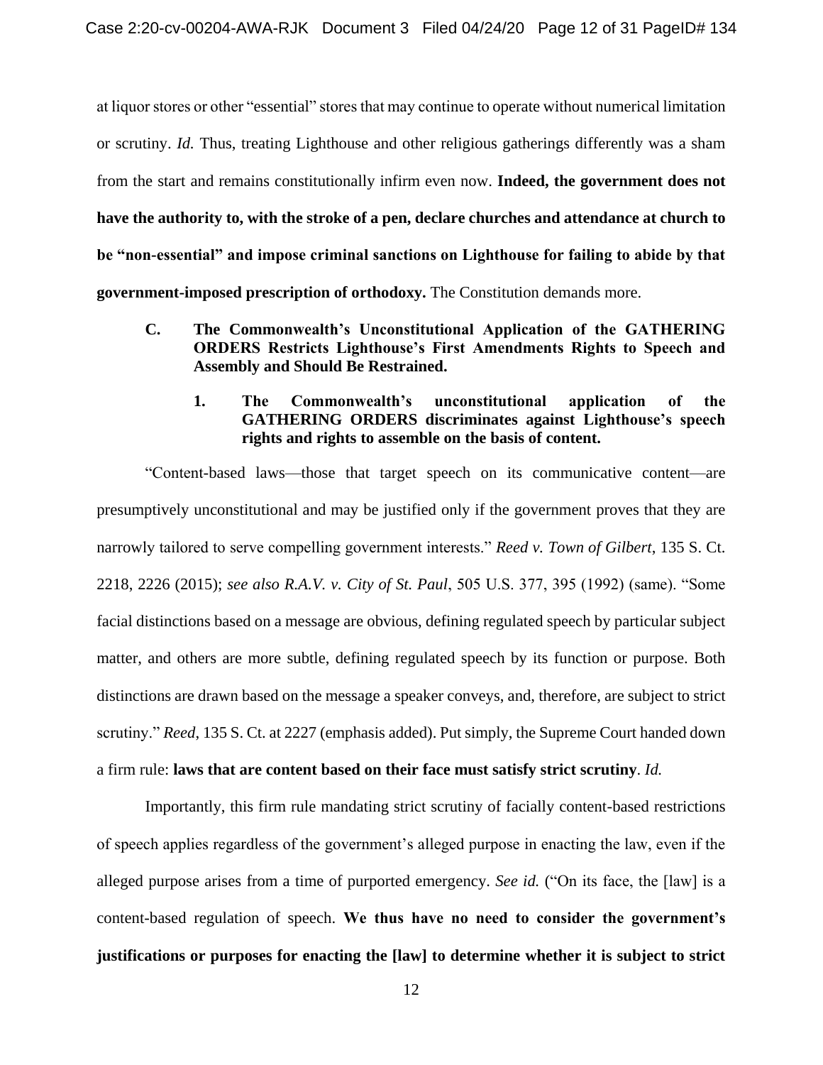at liquor stores or other "essential" stores that may continue to operate without numerical limitation or scrutiny. *Id.* Thus, treating Lighthouse and other religious gatherings differently was a sham from the start and remains constitutionally infirm even now. **Indeed, the government does not have the authority to, with the stroke of a pen, declare churches and attendance at church to be "non-essential" and impose criminal sanctions on Lighthouse for failing to abide by that government-imposed prescription of orthodoxy.** The Constitution demands more.

### C. The Commonwealth's Unconstitutional Application of the GATHERING ORDERS Restricts Lighthouse's First Amendments Rights to Speech and Assembly and Should Be Restrained.

#### 1. The Commonwealth's unconstitutional application of the GATHERING ORDERS discriminates against Lighthouse's speech rights and rights to assemble on the basis of content.

"Content-based laws—those that target speech on its communicative content—are presumptively unconstitutional and may be justified only if the government proves that they are narrowly tailored to serve compelling government interests." *Reed v. Town of Gilbert*, 135 S. Ct. 2218, 2226 (2015); *see also R.A.V. v. City of St. Paul*, 505 U.S. 377, 395 (1992) (same). "Some facial distinctions based on a message are obvious, defining regulated speech by particular subject matter, and others are more subtle, defining regulated speech by its function or purpose. Both distinctions are drawn based on the message a speaker conveys, and, therefore, are subject to strict scrutiny." *Reed*, 135 S. Ct. at 2227 (emphasis added). Put simply, the Supreme Court handed down a firm rule: **laws that are content based on their face must satisfy strict scrutiny**. *Id.*

Importantly, this firm rule mandating strict scrutiny of facially content-based restrictions of speech applies regardless of the government's alleged purpose in enacting the law, even if the alleged purpose arises from a time of purported emergency. *See id.* ("On its face, the [law] is a content-based regulation of speech. **We thus have no need to consider the government's justifications or purposes for enacting the [law] to determine whether it is subject to strict**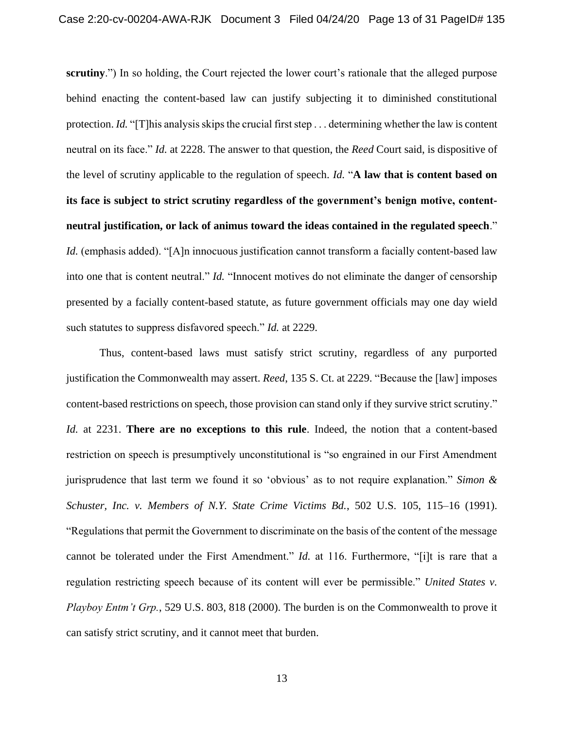**scrutiny**.") In so holding, the Court rejected the lower court's rationale that the alleged purpose behind enacting the content-based law can justify subjecting it to diminished constitutional protection. *Id.* "[T]his analysis skips the crucial first step . . . determining whether the law is content neutral on its face." *Id.* at 2228. The answer to that question, the *Reed* Court said, is dispositive of the level of scrutiny applicable to the regulation of speech. *Id.* "**A law that is content based on its face is subject to strict scrutiny regardless of the government's benign motive, content-neutral justification, or lack of animus toward the ideas contained in the regulated speech**." *Id.* (emphasis added). "[A]n innocuous justification cannot transform a facially content-based law into one that is content neutral." *Id.* "Innocent motives do not eliminate the danger of censorship presented by a facially content-based statute, as future government officials may one day wield such statutes to suppress disfavored speech." *Id.* at 2229.

Thus, content-based laws must satisfy strict scrutiny, regardless of any purported justification the Commonwealth may assert. *Reed*, 135 S. Ct. at 2229. "Because the [law] imposes content-based restrictions on speech, those provision can stand only if they survive strict scrutiny." *Id.* at 2231. **There are no exceptions to this rule**. Indeed, the notion that a content-based restriction on speech is presumptively unconstitutional is "so engrained in our First Amendment jurisprudence that last term we found it so 'obvious' as to not require explanation." *Simon & Schuster, Inc. v. Members of N.Y. State Crime Victims Bd.*, 502 U.S. 105, 115–16 (1991). "Regulations that permit the Government to discriminate on the basis of the content of the message cannot be tolerated under the First Amendment." *Id.* at 116. Furthermore, "[i]t is rare that a regulation restricting speech because of its content will ever be permissible." *United States v. Playboy Entm't Grp.*, 529 U.S. 803, 818 (2000). The burden is on the Commonwealth to prove it can satisfy strict scrutiny, and it cannot meet that burden.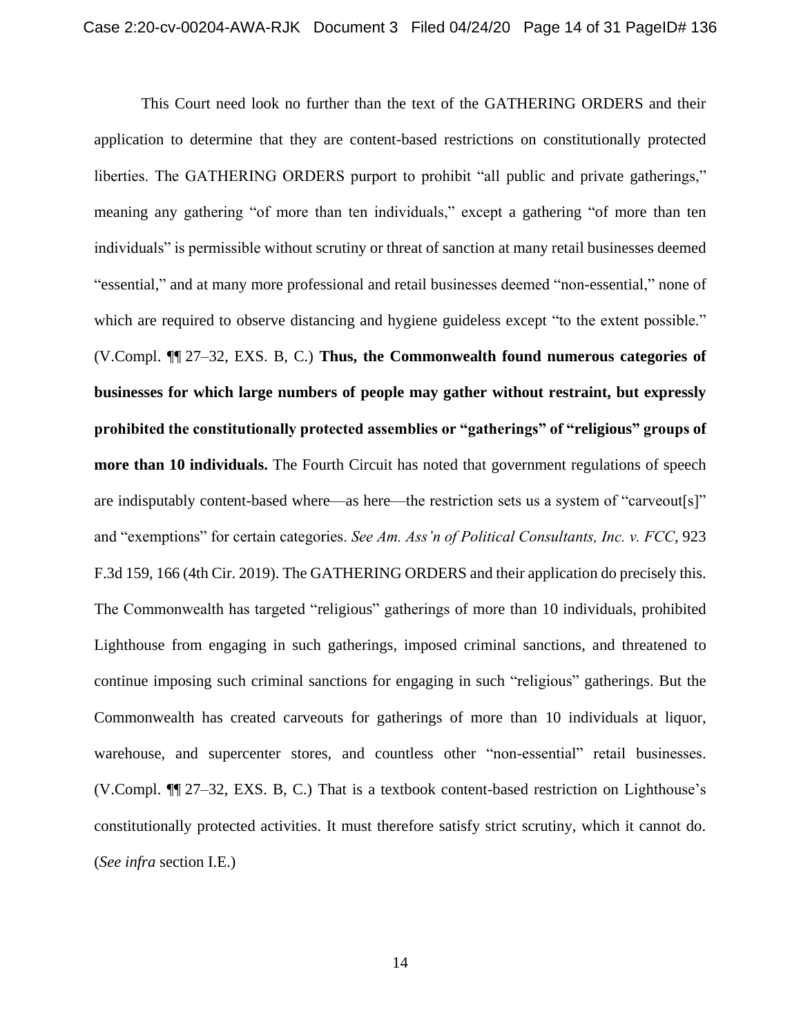This Court need look no further than the text of the GATHERING ORDERS and their application to determine that they are content-based restrictions on constitutionally protected liberties. The GATHERING ORDERS purport to prohibit "all public and private gatherings," meaning any gathering "of more than ten individuals," except a gathering "of more than ten individuals" is permissible without scrutiny or threat of sanction at many retail businesses deemed "essential," and at many more professional and retail businesses deemed "non-essential," none of which are required to observe distancing and hygiene guideless except "to the extent possible." (V.Compl. ¶¶ 27–32, EXS. B, C.) **Thus, the Commonwealth found numerous categories of businesses for which large numbers of people may gather without restraint, but expressly prohibited the constitutionally protected assemblies or "gatherings" of "religious" groups of more than 10 individuals.** The Fourth Circuit has noted that government regulations of speech are indisputably content-based where—as here—the restriction sets us a system of "carveout[s]" and "exemptions" for certain categories. *See Am. Ass'n of Political Consultants, Inc. v. FCC*, 923 F.3d 159, 166 (4th Cir. 2019). The GATHERING ORDERS and their application do precisely this. The Commonwealth has targeted "religious" gatherings of more than 10 individuals, prohibited Lighthouse from engaging in such gatherings, imposed criminal sanctions, and threatened to continue imposing such criminal sanctions for engaging in such "religious" gatherings. But the Commonwealth has created carveouts for gatherings of more than 10 individuals at liquor, warehouse, and supercenter stores, and countless other "non-essential" retail businesses. (V.Compl. ¶¶ 27–32, EXS. B, C.) That is a textbook content-based restriction on Lighthouse's constitutionally protected activities. It must therefore satisfy strict scrutiny, which it cannot do. (*See infra* section I.E.)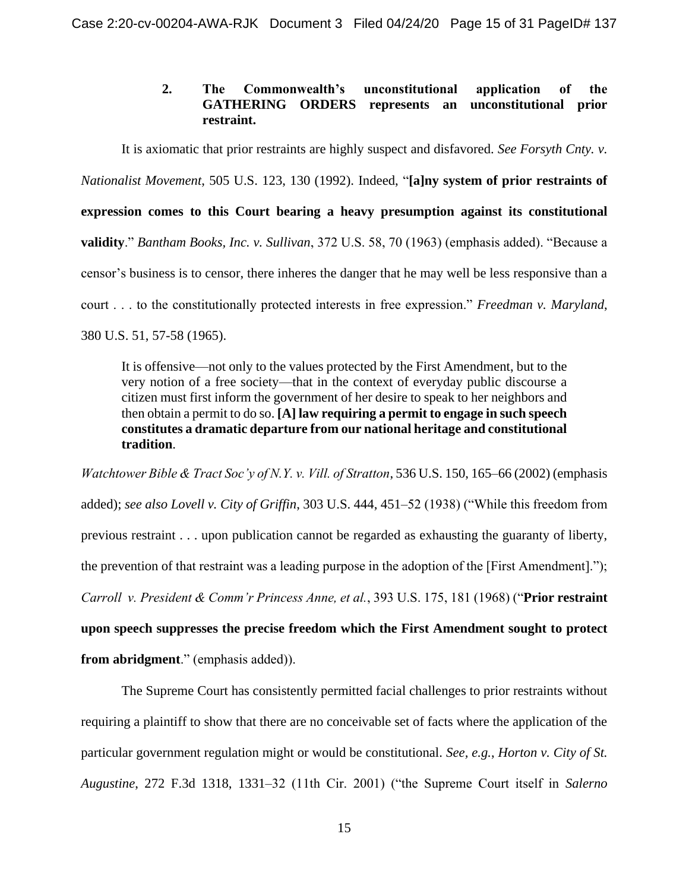### 2. The Commonwealth's unconstitutional application of the GATHERING ORDERS represents an unconstitutional prior restraint.

It is axiomatic that prior restraints are highly suspect and disfavored. *See Forsyth Cnty. v. Nationalist Movement*, 505 U.S. 123, 130 (1992). Indeed, "**[a]ny system of prior restraints of expression comes to this Court bearing a heavy presumption against its constitutional validity**." *Bantham Books, Inc. v. Sullivan*, 372 U.S. 58, 70 (1963) (emphasis added). "Because a censor's business is to censor, there inheres the danger that he may well be less responsive than a court . . . to the constitutionally protected interests in free expression." *Freedman v. Maryland*, 380 U.S. 51, 57-58 (1965).

> It is offensive—not only to the values protected by the First Amendment, but to the very notion of a free society—that in the context of everyday public discourse a citizen must first inform the government of her desire to speak to her neighbors and then obtain a permit to do so. **[A] law requiring a permit to engage in such speech constitutes a dramatic departure from our national heritage and constitutional tradition**.

*Watchtower Bible & Tract Soc'y of N.Y. v. Vill. of Stratton*, 536 U.S. 150, 165–66 (2002) (emphasis added); *see also Lovell v. City of Griffin*, 303 U.S. 444, 451–52 (1938) ("While this freedom from previous restraint . . . upon publication cannot be regarded as exhausting the guaranty of liberty, the prevention of that restraint was a leading purpose in the adoption of the [First Amendment]."); *Carroll v. President & Comm'r Princess Anne, et al.*, 393 U.S. 175, 181 (1968) ("**Prior restraint upon speech suppresses the precise freedom which the First Amendment sought to protect from abridgment**." (emphasis added)).

The Supreme Court has consistently permitted facial challenges to prior restraints without requiring a plaintiff to show that there are no conceivable set of facts where the application of the particular government regulation might or would be constitutional. *See, e.g.*, *Horton v. City of St. Augustine*, 272 F.3d 1318, 1331–32 (11th Cir. 2001) ("the Supreme Court itself in *Salerno*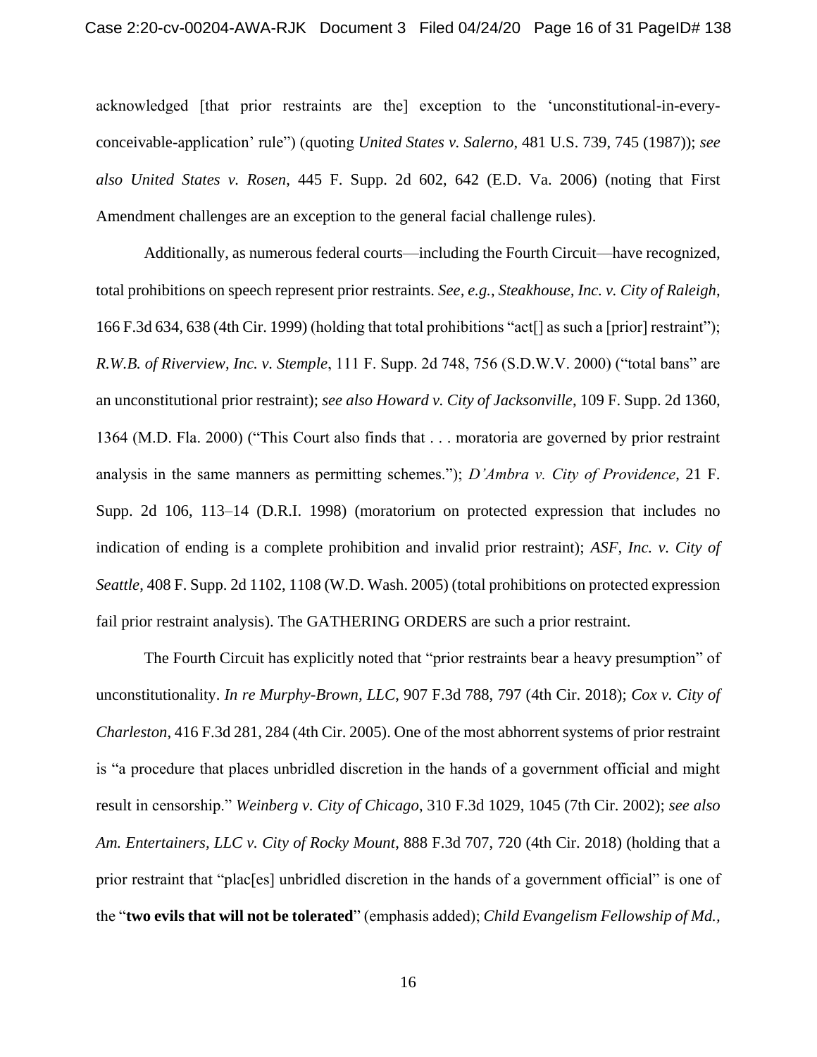acknowledged [that prior restraints are the] exception to the 'unconstitutional-in-every-conceivable-application' rule") (quoting *United States v. Salerno*, 481 U.S. 739, 745 (1987)); *see also United States v. Rosen*, 445 F. Supp. 2d 602, 642 (E.D. Va. 2006) (noting that First Amendment challenges are an exception to the general facial challenge rules).

Additionally, as numerous federal courts—including the Fourth Circuit—have recognized, total prohibitions on speech represent prior restraints. *See, e.g., Steakhouse, Inc. v. City of Raleigh*, 166 F.3d 634, 638 (4th Cir. 1999) (holding that total prohibitions "act[] as such a [prior] restraint"); *R.W.B. of Riverview, Inc. v. Stemple*, 111 F. Supp. 2d 748, 756 (S.D.W.V. 2000) ("total bans" are an unconstitutional prior restraint); *see also Howard v. City of Jacksonville*, 109 F. Supp. 2d 1360, 1364 (M.D. Fla. 2000) ("This Court also finds that . . . moratoria are governed by prior restraint analysis in the same manners as permitting schemes."); *D'Ambra v. City of Providence*, 21 F. Supp. 2d 106, 113–14 (D.R.I. 1998) (moratorium on protected expression that includes no indication of ending is a complete prohibition and invalid prior restraint); *ASF, Inc. v. City of Seattle*, 408 F. Supp. 2d 1102, 1108 (W.D. Wash. 2005) (total prohibitions on protected expression fail prior restraint analysis). The GATHERING ORDERS are such a prior restraint.

The Fourth Circuit has explicitly noted that "prior restraints bear a heavy presumption" of unconstitutionality. *In re Murphy-Brown, LLC*, 907 F.3d 788, 797 (4th Cir. 2018); *Cox v. City of Charleston*, 416 F.3d 281, 284 (4th Cir. 2005). One of the most abhorrent systems of prior restraint is "a procedure that places unbridled discretion in the hands of a government official and might result in censorship." *Weinberg v. City of Chicago*, 310 F.3d 1029, 1045 (7th Cir. 2002); *see also Am. Entertainers, LLC v. City of Rocky Mount*, 888 F.3d 707, 720 (4th Cir. 2018) (holding that a prior restraint that "plac[es] unbridled discretion in the hands of a government official" is one of the "**two evils that will not be tolerated**" (emphasis added); *Child Evangelism Fellowship of Md.,*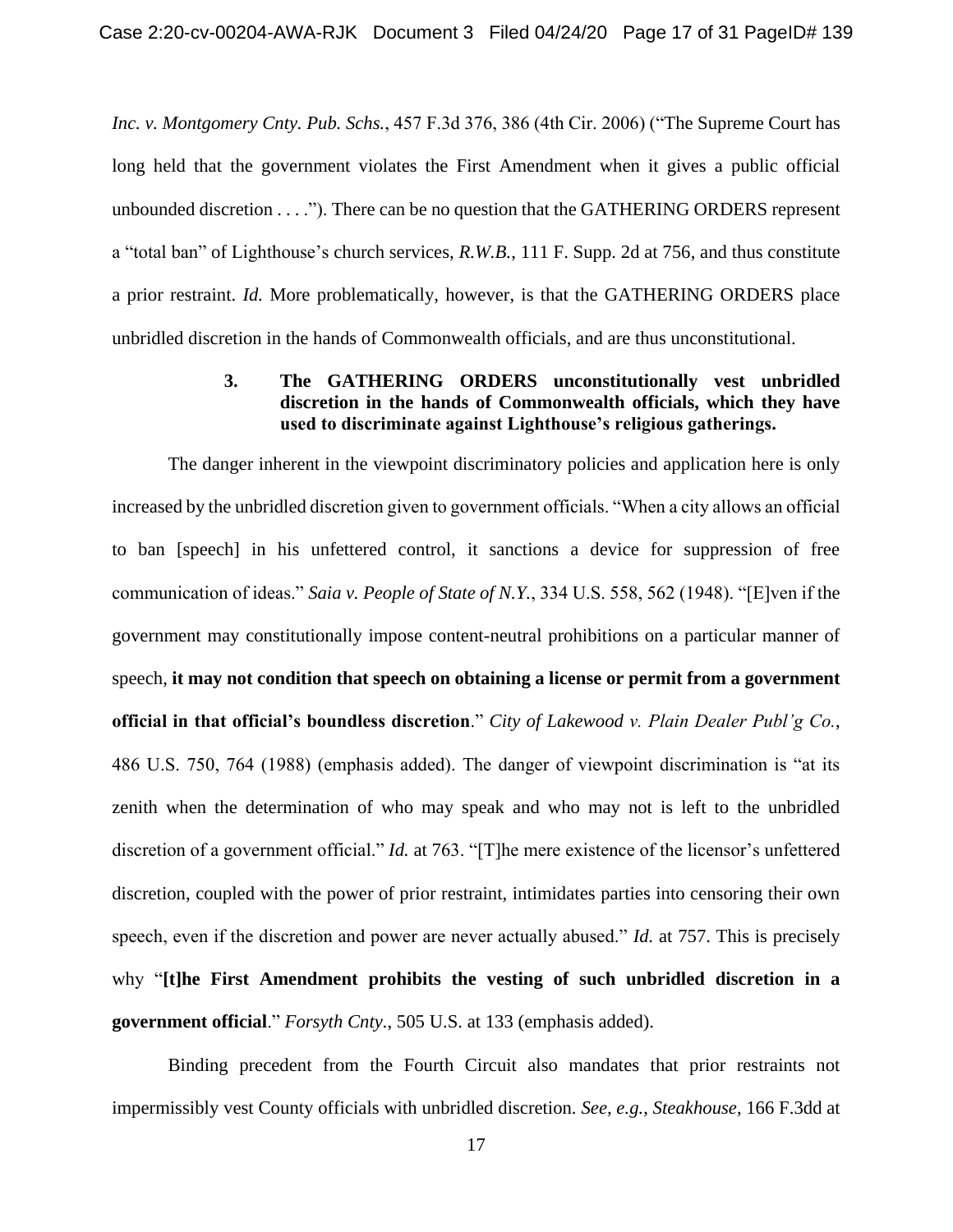*Inc. v. Montgomery Cnty. Pub. Schs.*, 457 F.3d 376, 386 (4th Cir. 2006) ("The Supreme Court has long held that the government violates the First Amendment when it gives a public official unbounded discretion . . . ."). There can be no question that the GATHERING ORDERS represent a "total ban" of Lighthouse's church services, *R.W.B.*, 111 F. Supp. 2d at 756, and thus constitute a prior restraint. *Id.* More problematically, however, is that the GATHERING ORDERS place unbridled discretion in the hands of Commonwealth officials, and are thus unconstitutional.

### 3. The GATHERING ORDERS unconstitutionally vest unbridled discretion in the hands of Commonwealth officials, which they have used to discriminate against Lighthouse's religious gatherings.

The danger inherent in the viewpoint discriminatory policies and application here is only increased by the unbridled discretion given to government officials. "When a city allows an official to ban [speech] in his unfettered control, it sanctions a device for suppression of free communication of ideas." *Saia v. People of State of N.Y.*, 334 U.S. 558, 562 (1948). "[E]ven if the government may constitutionally impose content-neutral prohibitions on a particular manner of speech, **it may not condition that speech on obtaining a license or permit from a government official in that official's boundless discretion**." *City of Lakewood v. Plain Dealer Publ'g Co.*, 486 U.S. 750, 764 (1988) (emphasis added). The danger of viewpoint discrimination is "at its zenith when the determination of who may speak and who may not is left to the unbridled discretion of a government official." *Id.* at 763. "[T]he mere existence of the licensor's unfettered discretion, coupled with the power of prior restraint, intimidates parties into censoring their own speech, even if the discretion and power are never actually abused." *Id.* at 757. This is precisely why "**[t]he First Amendment prohibits the vesting of such unbridled discretion in a government official**." *Forsyth Cnty.*, 505 U.S. at 133 (emphasis added).

Binding precedent from the Fourth Circuit also mandates that prior restraints not impermissibly vest County officials with unbridled discretion. *See, e.g.*, *Steakhouse*, 166 F.3dd at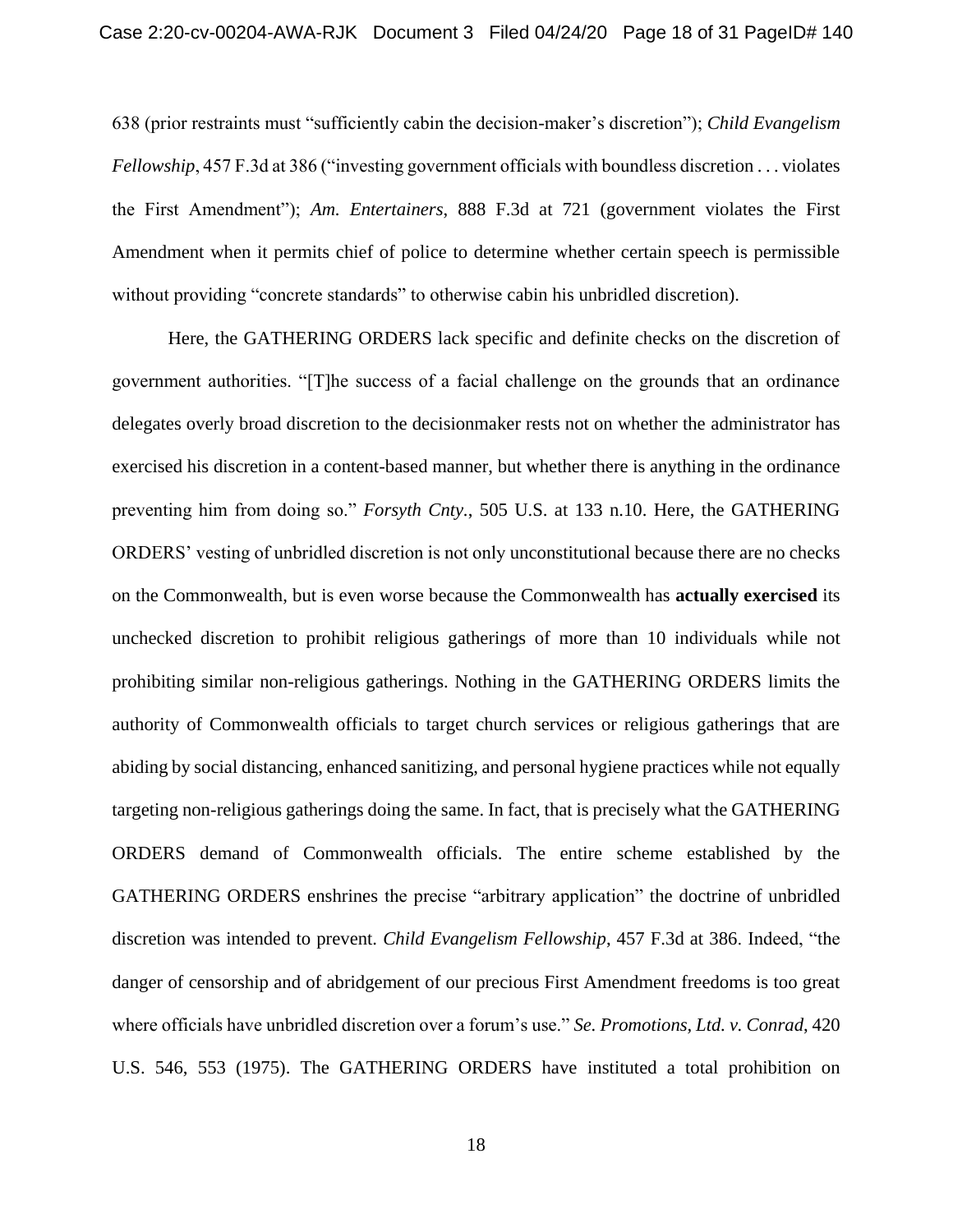638 (prior restraints must "sufficiently cabin the decision-maker's discretion"); *Child Evangelism Fellowship*, 457 F.3d at 386 ("investing government officials with boundless discretion . . . violates the First Amendment"); *Am. Entertainers*, 888 F.3d at 721 (government violates the First Amendment when it permits chief of police to determine whether certain speech is permissible without providing "concrete standards" to otherwise cabin his unbridled discretion).

Here, the GATHERING ORDERS lack specific and definite checks on the discretion of government authorities. "[T]he success of a facial challenge on the grounds that an ordinance delegates overly broad discretion to the decisionmaker rests not on whether the administrator has exercised his discretion in a content-based manner, but whether there is anything in the ordinance preventing him from doing so." *Forsyth Cnty.*, 505 U.S. at 133 n.10. Here, the GATHERING ORDERS' vesting of unbridled discretion is not only unconstitutional because there are no checks on the Commonwealth, but is even worse because the Commonwealth has **actually exercised** its unchecked discretion to prohibit religious gatherings of more than 10 individuals while not prohibiting similar non-religious gatherings. Nothing in the GATHERING ORDERS limits the authority of Commonwealth officials to target church services or religious gatherings that are abiding by social distancing, enhanced sanitizing, and personal hygiene practices while not equally targeting non-religious gatherings doing the same. In fact, that is precisely what the GATHERING ORDERS demand of Commonwealth officials. The entire scheme established by the GATHERING ORDERS enshrines the precise "arbitrary application" the doctrine of unbridled discretion was intended to prevent. *Child Evangelism Fellowship*, 457 F.3d at 386. Indeed, "the danger of censorship and of abridgement of our precious First Amendment freedoms is too great where officials have unbridled discretion over a forum's use." *Se. Promotions, Ltd. v. Conrad*, 420 U.S. 546, 553 (1975). The GATHERING ORDERS have instituted a total prohibition on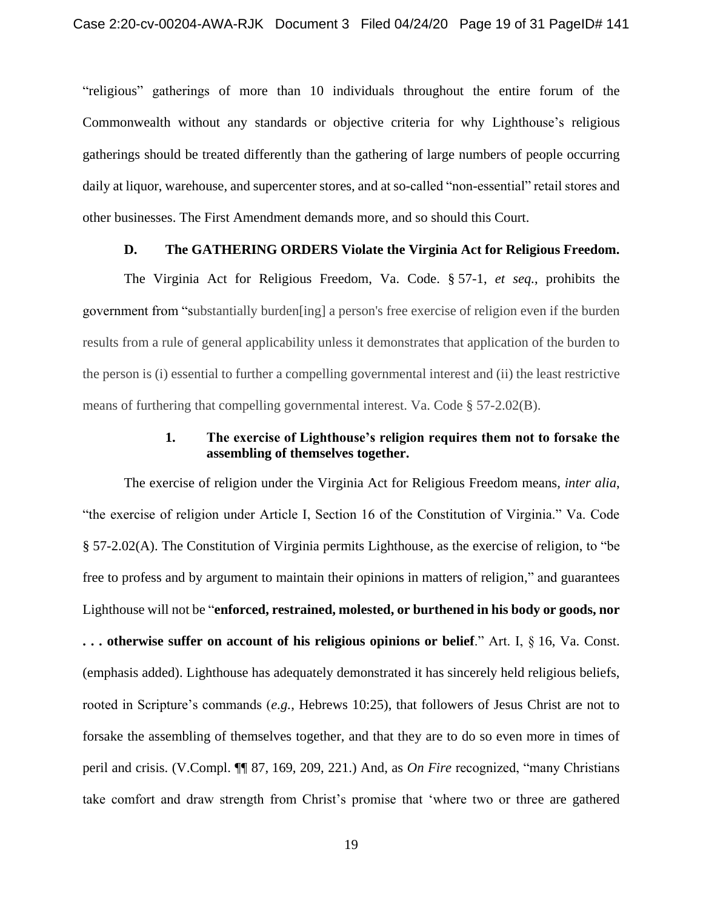"religious" gatherings of more than 10 individuals throughout the entire forum of the Commonwealth without any standards or objective criteria for why Lighthouse's religious gatherings should be treated differently than the gathering of large numbers of people occurring daily at liquor, warehouse, and supercenter stores, and at so-called "non-essential" retail stores and other businesses. The First Amendment demands more, and so should this Court.

### D. The GATHERING ORDERS Violate the Virginia Act for Religious Freedom.

The Virginia Act for Religious Freedom, Va. Code. § 57-1, *et seq.*, prohibits the government from "substantially burden[ing] a person's free exercise of religion even if the burden results from a rule of general applicability unless it demonstrates that application of the burden to the person is (i) essential to further a compelling governmental interest and (ii) the least restrictive means of furthering that compelling governmental interest. Va. Code § 57-2.02(B).

#### 1. The exercise of Lighthouse's religion requires them not to forsake the assembling of themselves together.

The exercise of religion under the Virginia Act for Religious Freedom means, *inter alia*, "the exercise of religion under Article I, Section 16 of the Constitution of Virginia." Va. Code § 57-2.02(A). The Constitution of Virginia permits Lighthouse, as the exercise of religion, to "be free to profess and by argument to maintain their opinions in matters of religion," and guarantees Lighthouse will not be "**enforced, restrained, molested, or burthened in his body or goods, nor . . . otherwise suffer on account of his religious opinions or belief**." Art. I, § 16, Va. Const. (emphasis added). Lighthouse has adequately demonstrated it has sincerely held religious beliefs, rooted in Scripture's commands (*e.g.*, Hebrews 10:25), that followers of Jesus Christ are not to forsake the assembling of themselves together, and that they are to do so even more in times of peril and crisis. (V.Compl. ¶¶ 87, 169, 209, 221.) And, as *On Fire* recognized, "many Christians take comfort and draw strength from Christ's promise that 'where two or three are gathered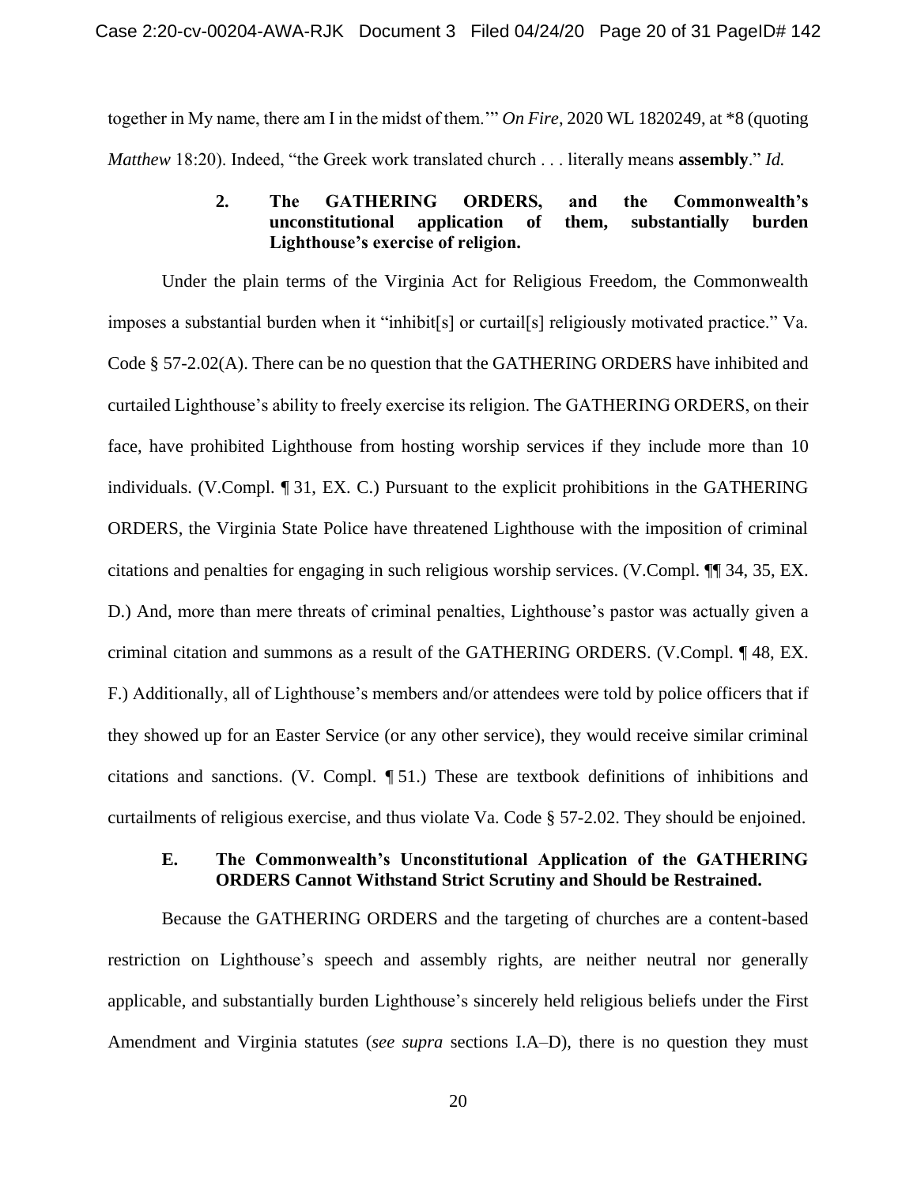together in My name, there am I in the midst of them.'" *On Fire*, 2020 WL 1820249, at *8 (quoting *Matthew* 18:20). Indeed, "the Greek work translated church . . . literally means **assembly**." *Id.*

#### 2. The GATHERING ORDERS, and the Commonwealth's unconstitutional application of them, substantially burden Lighthouse's exercise of religion.

Under the plain terms of the Virginia Act for Religious Freedom, the Commonwealth imposes a substantial burden when it "inhibit[s] or curtail[s] religiously motivated practice." Va. Code § 57-2.02(A). There can be no question that the GATHERING ORDERS have inhibited and curtailed Lighthouse's ability to freely exercise its religion. The GATHERING ORDERS, on their face, have prohibited Lighthouse from hosting worship services if they include more than 10 individuals. (V.Compl. ¶ 31, EX. C.) Pursuant to the explicit prohibitions in the GATHERING ORDERS, the Virginia State Police have threatened Lighthouse with the imposition of criminal citations and penalties for engaging in such religious worship services. (V.Compl. ¶¶ 34, 35, EX. D.) And, more than mere threats of criminal penalties, Lighthouse's pastor was actually given a criminal citation and summons as a result of the GATHERING ORDERS. (V.Compl. ¶ 48, EX. F.) Additionally, all of Lighthouse's members and/or attendees were told by police officers that if they showed up for an Easter Service (or any other service), they would receive similar criminal citations and sanctions. (V. Compl. ¶ 51.) These are textbook definitions of inhibitions and curtailments of religious exercise, and thus violate Va. Code § 57-2.02. They should be enjoined.

### E. The Commonwealth's Unconstitutional Application of the GATHERING ORDERS Cannot Withstand Strict Scrutiny and Should be Restrained.

Because the GATHERING ORDERS and the targeting of churches are a content-based restriction on Lighthouse's speech and assembly rights, are neither neutral nor generally applicable, and substantially burden Lighthouse's sincerely held religious beliefs under the First Amendment and Virginia statutes (*see supra* sections I.A–D), there is no question they must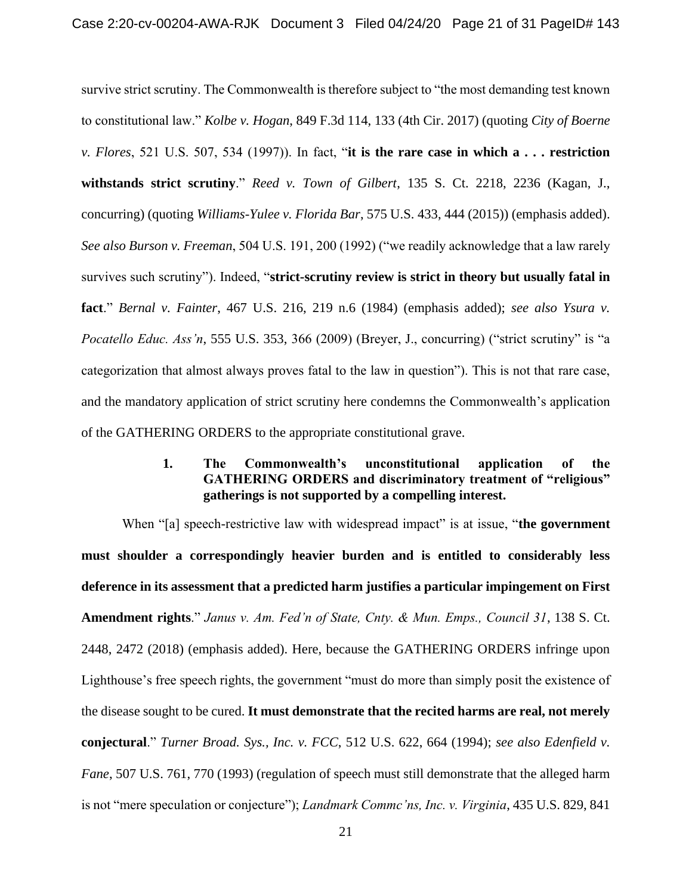survive strict scrutiny. The Commonwealth is therefore subject to "the most demanding test known to constitutional law." *Kolbe v. Hogan*, 849 F.3d 114, 133 (4th Cir. 2017) (quoting *City of Boerne v. Flores*, 521 U.S. 507, 534 (1997)). In fact, "**it is the rare case in which a . . . restriction withstands strict scrutiny**." *Reed v. Town of Gilbert*, 135 S. Ct. 2218, 2236 (Kagan, J., concurring) (quoting *Williams-Yulee v. Florida Bar*, 575 U.S. 433, 444 (2015)) (emphasis added). *See also Burson v. Freeman*, 504 U.S. 191, 200 (1992) ("we readily acknowledge that a law rarely survives such scrutiny"). Indeed, "**strict-scrutiny review is strict in theory but usually fatal in fact**." *Bernal v. Fainter*, 467 U.S. 216, 219 n.6 (1984) (emphasis added); *see also Ysura v. Pocatello Educ. Ass'n*, 555 U.S. 353, 366 (2009) (Breyer, J., concurring) ("strict scrutiny" is "a categorization that almost always proves fatal to the law in question"). This is not that rare case, and the mandatory application of strict scrutiny here condemns the Commonwealth's application of the GATHERING ORDERS to the appropriate constitutional grave.

**1. The Commonwealth's unconstitutional application of the GATHERING ORDERS and discriminatory treatment of "religious" gatherings is not supported by a compelling interest.**

When "[a] speech-restrictive law with widespread impact" is at issue, "**the government must shoulder a correspondingly heavier burden and is entitled to considerably less deference in its assessment that a predicted harm justifies a particular impingement on First Amendment rights**." *Janus v. Am. Fed'n of State, Cnty. & Mun. Emps., Council 31*, 138 S. Ct. 2448, 2472 (2018) (emphasis added). Here, because the GATHERING ORDERS infringe upon Lighthouse's free speech rights, the government "must do more than simply posit the existence of the disease sought to be cured. **It must demonstrate that the recited harms are real, not merely conjectural**." *Turner Broad. Sys., Inc. v. FCC*, 512 U.S. 622, 664 (1994); *see also Edenfield v. Fane*, 507 U.S. 761, 770 (1993) (regulation of speech must still demonstrate that the alleged harm is not "mere speculation or conjecture"); *Landmark Commc'ns, Inc. v. Virginia*, 435 U.S. 829, 841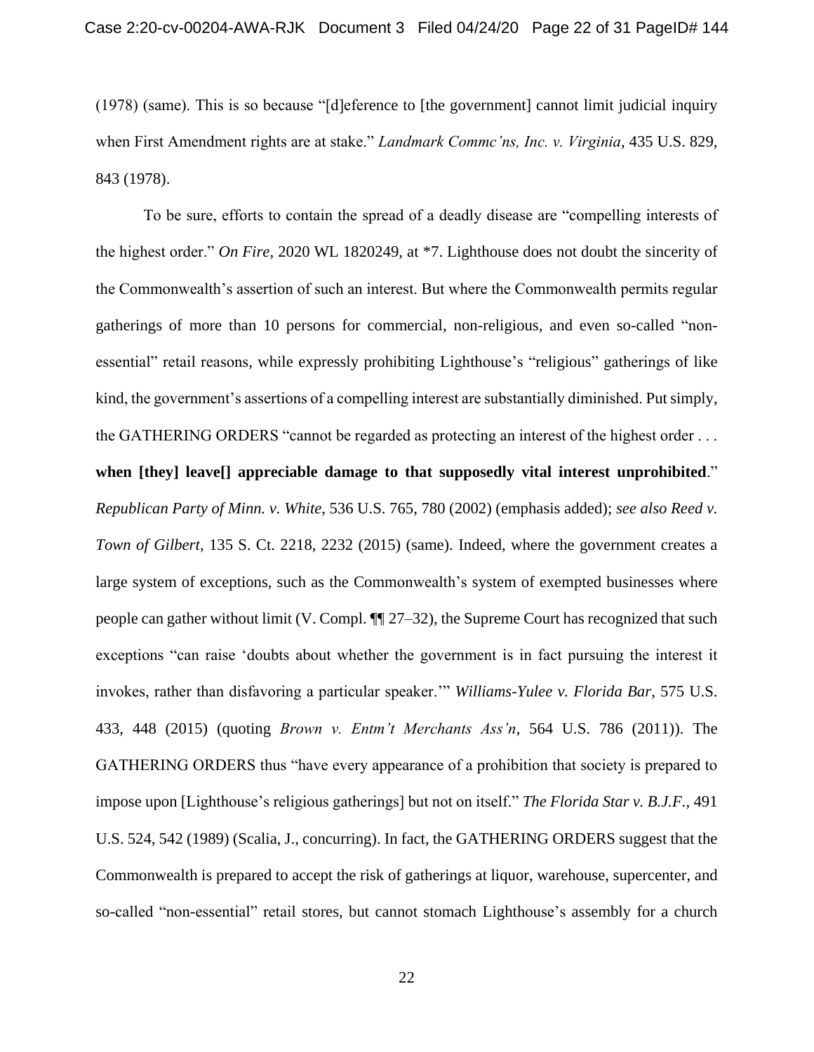(1978) (same). This is so because "[d]eference to [the government] cannot limit judicial inquiry when First Amendment rights are at stake." *Landmark Commc'ns, Inc. v. Virginia*, 435 U.S. 829, 843 (1978).

To be sure, efforts to contain the spread of a deadly disease are "compelling interests of the highest order." *On Fire*, 2020 WL 1820249, at *7. Lighthouse does not doubt the sincerity of the Commonwealth's assertion of such an interest. But where the Commonwealth permits regular gatherings of more than 10 persons for commercial, non-religious, and even so-called "non-essential" retail reasons, while expressly prohibiting Lighthouse's "religious" gatherings of like kind, the government's assertions of a compelling interest are substantially diminished. Put simply, the GATHERING ORDERS "cannot be regarded as protecting an interest of the highest order . . . **when [they] leave[] appreciable damage to that supposedly vital interest unprohibited**." *Republican Party of Minn. v. White*, 536 U.S. 765, 780 (2002) (emphasis added); *see also Reed v. Town of Gilbert*, 135 S. Ct. 2218, 2232 (2015) (same). Indeed, where the government creates a large system of exceptions, such as the Commonwealth's system of exempted businesses where people can gather without limit (V. Compl. ¶¶ 27–32), the Supreme Court has recognized that such exceptions "can raise 'doubts about whether the government is in fact pursuing the interest it invokes, rather than disfavoring a particular speaker.'" *Williams-Yulee v. Florida Bar*, 575 U.S. 433, 448 (2015) (quoting *Brown v. Entm't Merchants Ass'n*, 564 U.S. 786 (2011)). The GATHERING ORDERS thus "have every appearance of a prohibition that society is prepared to impose upon [Lighthouse's religious gatherings] but not on itself." *The Florida Star v. B.J.F.*, 491 U.S. 524, 542 (1989) (Scalia, J., concurring). In fact, the GATHERING ORDERS suggest that the Commonwealth is prepared to accept the risk of gatherings at liquor, warehouse, supercenter, and so-called "non-essential" retail stores, but cannot stomach Lighthouse's assembly for a church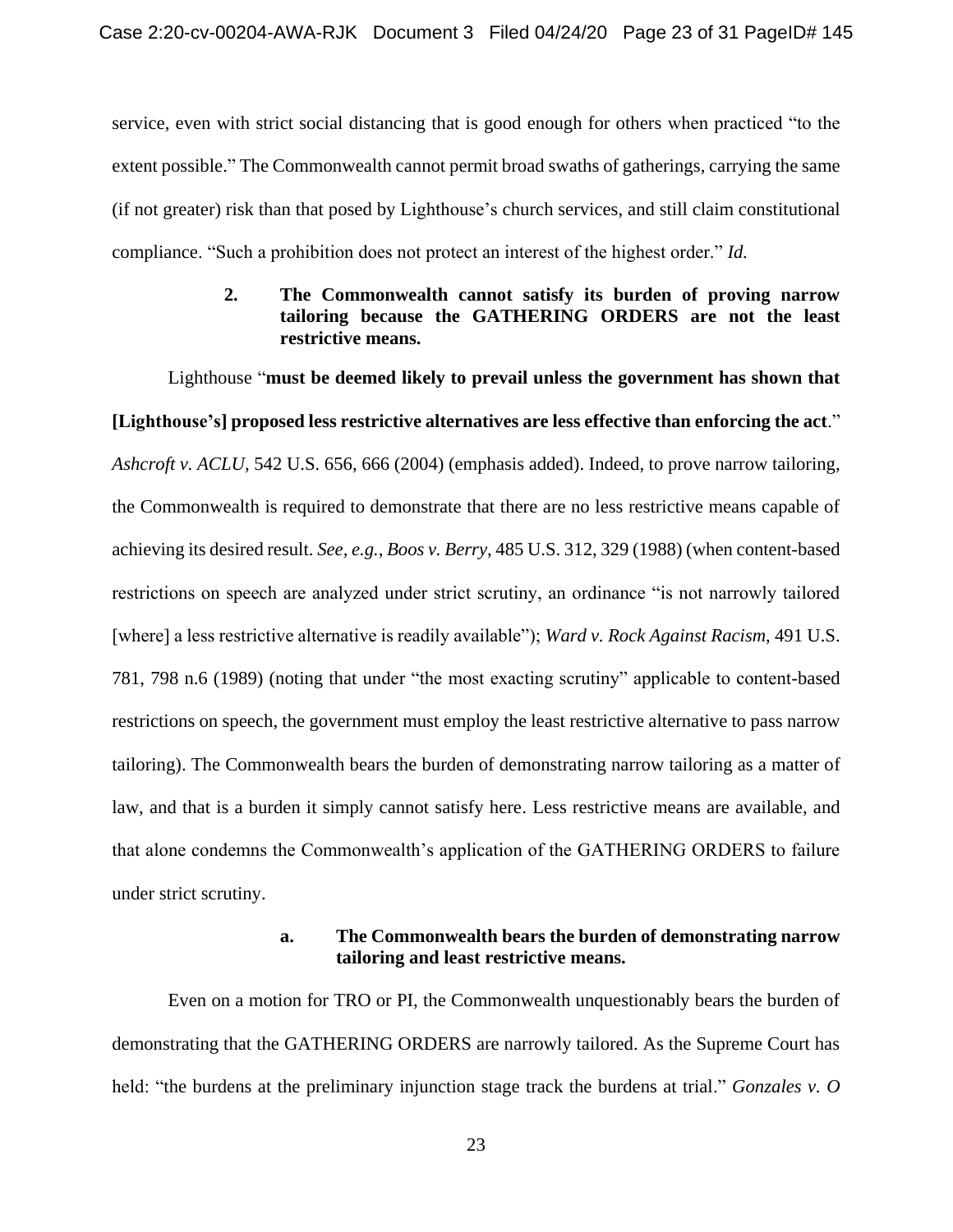service, even with strict social distancing that is good enough for others when practiced "to the extent possible." The Commonwealth cannot permit broad swaths of gatherings, carrying the same (if not greater) risk than that posed by Lighthouse's church services, and still claim constitutional compliance. "Such a prohibition does not protect an interest of the highest order." *Id.*

#### 2. The Commonwealth cannot satisfy its burden of proving narrow tailoring because the GATHERING ORDERS are not the least restrictive means.

Lighthouse "**must be deemed likely to prevail unless the government has shown that [Lighthouse's] proposed less restrictive alternatives are less effective than enforcing the act**." *Ashcroft v. ACLU*, 542 U.S. 656, 666 (2004) (emphasis added). Indeed, to prove narrow tailoring, the Commonwealth is required to demonstrate that there are no less restrictive means capable of achieving its desired result. *See, e.g.*, *Boos v. Berry*, 485 U.S. 312, 329 (1988) (when content-based restrictions on speech are analyzed under strict scrutiny, an ordinance "is not narrowly tailored [where] a less restrictive alternative is readily available"); *Ward v. Rock Against Racism*, 491 U.S. 781, 798 n.6 (1989) (noting that under "the most exacting scrutiny" applicable to content-based restrictions on speech, the government must employ the least restrictive alternative to pass narrow tailoring). The Commonwealth bears the burden of demonstrating narrow tailoring as a matter of law, and that is a burden it simply cannot satisfy here. Less restrictive means are available, and that alone condemns the Commonwealth's application of the GATHERING ORDERS to failure under strict scrutiny.

##### a. The Commonwealth bears the burden of demonstrating narrow tailoring and least restrictive means.

Even on a motion for TRO or PI, the Commonwealth unquestionably bears the burden of demonstrating that the GATHERING ORDERS are narrowly tailored. As the Supreme Court has held: "the burdens at the preliminary injunction stage track the burdens at trial." *Gonzales v. O*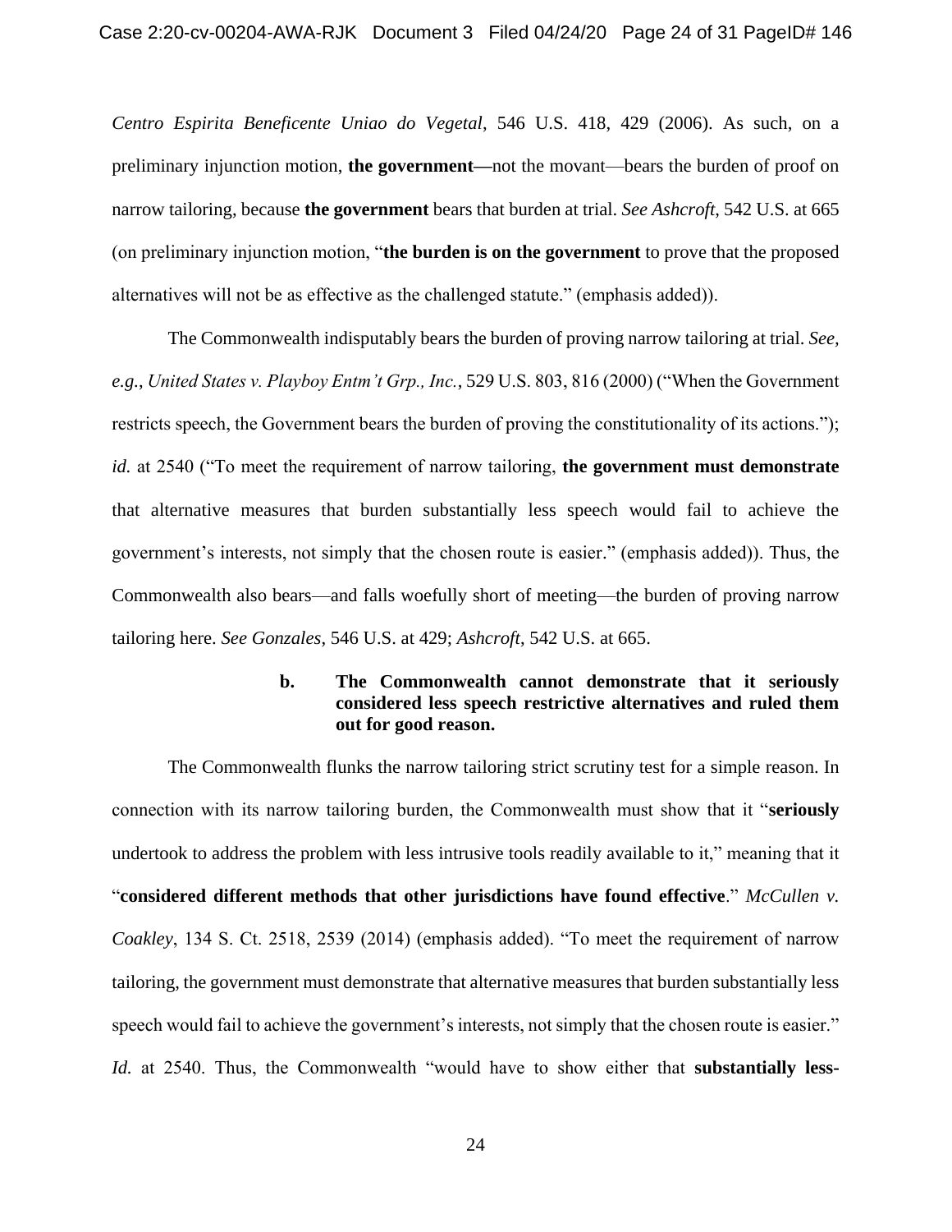*Centro Espirita Beneficente Uniao do Vegetal*, 546 U.S. 418, 429 (2006). As such, on a preliminary injunction motion, **the government—**not the movant—bears the burden of proof on narrow tailoring, because **the government** bears that burden at trial. *See Ashcroft*, 542 U.S. at 665 (on preliminary injunction motion, "**the burden is on the government** to prove that the proposed alternatives will not be as effective as the challenged statute." (emphasis added)).

The Commonwealth indisputably bears the burden of proving narrow tailoring at trial. *See, e.g.*, *United States v. Playboy Entm't Grp., Inc.*, 529 U.S. 803, 816 (2000) ("When the Government restricts speech, the Government bears the burden of proving the constitutionality of its actions."); *id.* at 2540 ("To meet the requirement of narrow tailoring, **the government must demonstrate** that alternative measures that burden substantially less speech would fail to achieve the government's interests, not simply that the chosen route is easier." (emphasis added)). Thus, the Commonwealth also bears—and falls woefully short of meeting—the burden of proving narrow tailoring here. *See Gonzales*, 546 U.S. at 429; *Ashcroft,* 542 U.S. at 665.

#### b. The Commonwealth cannot demonstrate that it seriously considered less speech restrictive alternatives and ruled them out for good reason.

The Commonwealth flunks the narrow tailoring strict scrutiny test for a simple reason. In connection with its narrow tailoring burden, the Commonwealth must show that it "**seriously** undertook to address the problem with less intrusive tools readily available to it," meaning that it "**considered different methods that other jurisdictions have found effective**." *McCullen v. Coakley*, 134 S. Ct. 2518, 2539 (2014) (emphasis added). "To meet the requirement of narrow tailoring, the government must demonstrate that alternative measures that burden substantially less speech would fail to achieve the government's interests, not simply that the chosen route is easier." *Id.* at 2540. Thus, the Commonwealth "would have to show either that **substantially less-**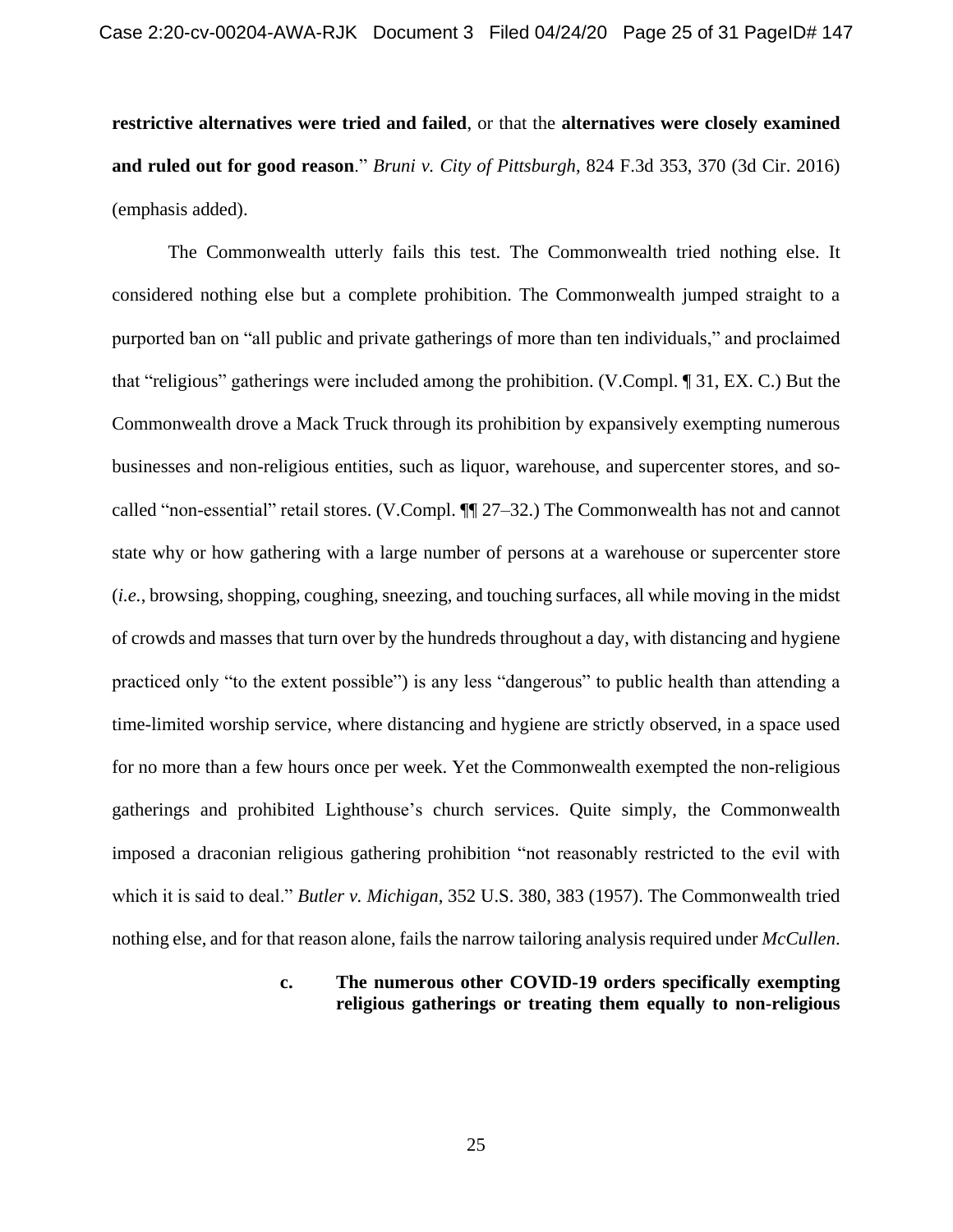**restrictive alternatives were tried and failed**, or that the **alternatives were closely examined and ruled out for good reason**." *Bruni v. City of Pittsburgh*, 824 F.3d 353, 370 (3d Cir. 2016) (emphasis added).

The Commonwealth utterly fails this test. The Commonwealth tried nothing else. It considered nothing else but a complete prohibition. The Commonwealth jumped straight to a purported ban on "all public and private gatherings of more than ten individuals," and proclaimed that "religious" gatherings were included among the prohibition. (V.Compl. ¶ 31, EX. C.) But the Commonwealth drove a Mack Truck through its prohibition by expansively exempting numerous businesses and non-religious entities, such as liquor, warehouse, and supercenter stores, and so-called "non-essential" retail stores. (V.Compl. ¶¶ 27–32.) The Commonwealth has not and cannot state why or how gathering with a large number of persons at a warehouse or supercenter store (*i.e.*, browsing, shopping, coughing, sneezing, and touching surfaces, all while moving in the midst of crowds and masses that turn over by the hundreds throughout a day, with distancing and hygiene practiced only "to the extent possible") is any less "dangerous" to public health than attending a time-limited worship service, where distancing and hygiene are strictly observed, in a space used for no more than a few hours once per week. Yet the Commonwealth exempted the non-religious gatherings and prohibited Lighthouse's church services. Quite simply, the Commonwealth imposed a draconian religious gathering prohibition "not reasonably restricted to the evil with which it is said to deal." *Butler v. Michigan*, 352 U.S. 380, 383 (1957). The Commonwealth tried nothing else, and for that reason alone, fails the narrow tailoring analysis required under *McCullen*.

#### c. The numerous other COVID-19 orders specifically exempting religious gatherings or treating them equally to non-religious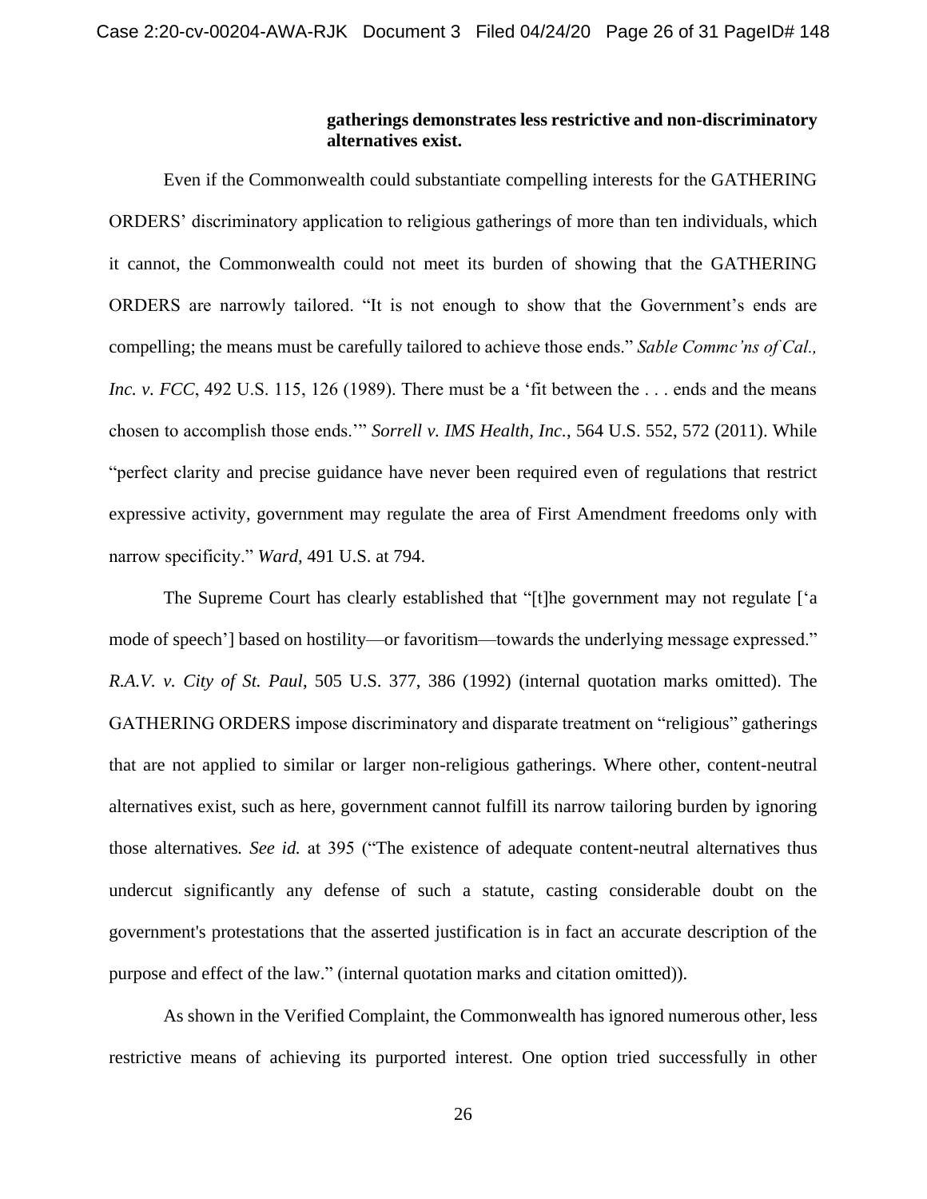**gatherings demonstrates less restrictive and non-discriminatory alternatives exist.**

Even if the Commonwealth could substantiate compelling interests for the GATHERING ORDERS' discriminatory application to religious gatherings of more than ten individuals, which it cannot, the Commonwealth could not meet its burden of showing that the GATHERING ORDERS are narrowly tailored. "It is not enough to show that the Government's ends are compelling; the means must be carefully tailored to achieve those ends." *Sable Commc'ns of Cal., Inc. v. FCC*, 492 U.S. 115, 126 (1989). There must be a 'fit between the . . . ends and the means chosen to accomplish those ends.'" *Sorrell v. IMS Health, Inc.*, 564 U.S. 552, 572 (2011). While "perfect clarity and precise guidance have never been required even of regulations that restrict expressive activity, government may regulate the area of First Amendment freedoms only with narrow specificity." *Ward*, 491 U.S. at 794.

The Supreme Court has clearly established that "[t]he government may not regulate ['a mode of speech'] based on hostility—or favoritism—towards the underlying message expressed." *R.A.V. v. City of St. Paul*, 505 U.S. 377, 386 (1992) (internal quotation marks omitted). The GATHERING ORDERS impose discriminatory and disparate treatment on "religious" gatherings that are not applied to similar or larger non-religious gatherings. Where other, content-neutral alternatives exist, such as here, government cannot fulfill its narrow tailoring burden by ignoring those alternatives. *See id.* at 395 ("The existence of adequate content-neutral alternatives thus undercut significantly any defense of such a statute, casting considerable doubt on the government's protestations that the asserted justification is in fact an accurate description of the purpose and effect of the law." (internal quotation marks and citation omitted)).

As shown in the Verified Complaint, the Commonwealth has ignored numerous other, less restrictive means of achieving its purported interest. One option tried successfully in other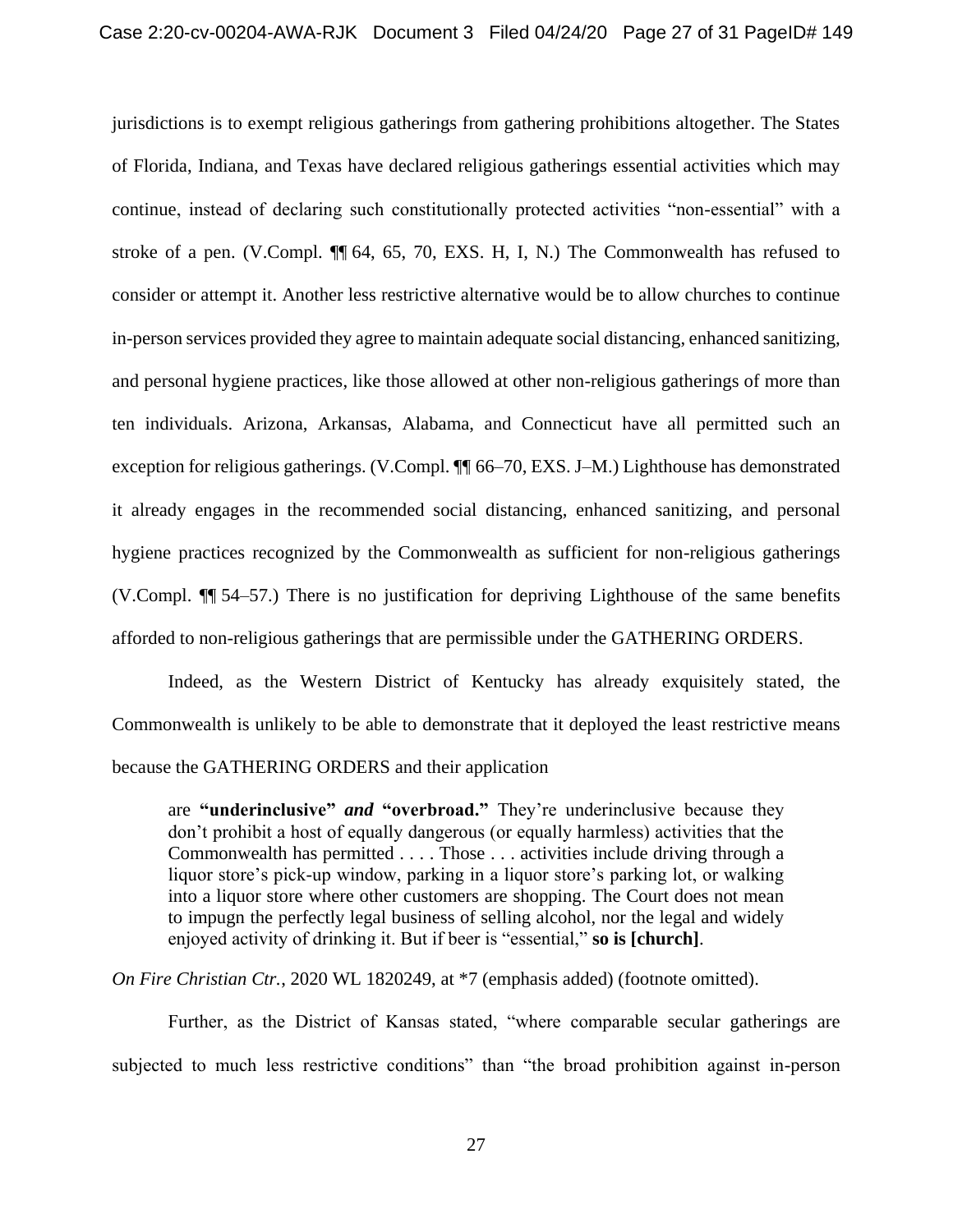jurisdictions is to exempt religious gatherings from gathering prohibitions altogether. The States of Florida, Indiana, and Texas have declared religious gatherings essential activities which may continue, instead of declaring such constitutionally protected activities "non-essential" with a stroke of a pen. (V.Compl. ¶¶ 64, 65, 70, EXS. H, I, N.) The Commonwealth has refused to consider or attempt it. Another less restrictive alternative would be to allow churches to continue in-person services provided they agree to maintain adequate social distancing, enhanced sanitizing, and personal hygiene practices, like those allowed at other non-religious gatherings of more than ten individuals. Arizona, Arkansas, Alabama, and Connecticut have all permitted such an exception for religious gatherings. (V.Compl. ¶¶ 66–70, EXS. J–M.) Lighthouse has demonstrated it already engages in the recommended social distancing, enhanced sanitizing, and personal hygiene practices recognized by the Commonwealth as sufficient for non-religious gatherings (V.Compl. ¶¶ 54–57.) There is no justification for depriving Lighthouse of the same benefits afforded to non-religious gatherings that are permissible under the GATHERING ORDERS.

Indeed, as the Western District of Kentucky has already exquisitely stated, the Commonwealth is unlikely to be able to demonstrate that it deployed the least restrictive means because the GATHERING ORDERS and their application

> are **"underinclusive"** ***and*** **"overbroad."** They're underinclusive because they don't prohibit a host of equally dangerous (or equally harmless) activities that the Commonwealth has permitted . . . . Those . . . activities include driving through a liquor store's pick-up window, parking in a liquor store's parking lot, or walking into a liquor store where other customers are shopping. The Court does not mean to impugn the perfectly legal business of selling alcohol, nor the legal and widely enjoyed activity of drinking it. But if beer is "essential," **so is [church]**.

*On Fire Christian Ctr.*, 2020 WL 1820249, at *7 (emphasis added) (footnote omitted).

Further, as the District of Kansas stated, "where comparable secular gatherings are subjected to much less restrictive conditions" than "the broad prohibition against in-person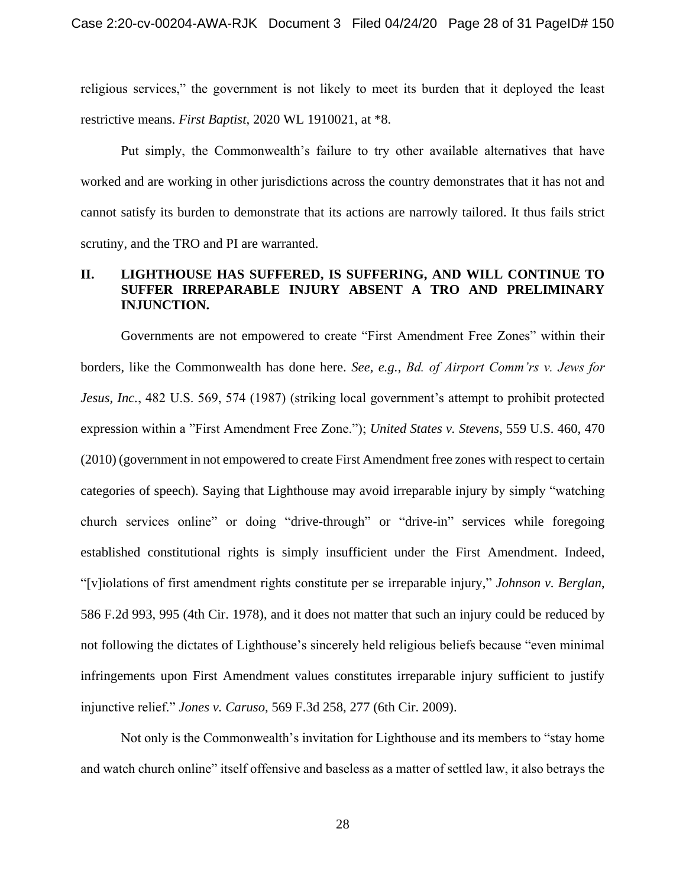religious services," the government is not likely to meet its burden that it deployed the least restrictive means. *First Baptist*, 2020 WL 1910021, at *8.

Put simply, the Commonwealth's failure to try other available alternatives that have worked and are working in other jurisdictions across the country demonstrates that it has not and cannot satisfy its burden to demonstrate that its actions are narrowly tailored. It thus fails strict scrutiny, and the TRO and PI are warranted.

## II. LIGHTHOUSE HAS SUFFERED, IS SUFFERING, AND WILL CONTINUE TO SUFFER IRREPARABLE INJURY ABSENT A TRO AND PRELIMINARY INJUNCTION.

Governments are not empowered to create "First Amendment Free Zones" within their borders, like the Commonwealth has done here. *See, e.g.*, *Bd. of Airport Comm'rs v. Jews for Jesus, Inc.*, 482 U.S. 569, 574 (1987) (striking local government's attempt to prohibit protected expression within a "First Amendment Free Zone."); *United States v. Stevens*, 559 U.S. 460, 470 (2010) (government in not empowered to create First Amendment free zones with respect to certain categories of speech). Saying that Lighthouse may avoid irreparable injury by simply "watching church services online" or doing "drive-through" or "drive-in" services while foregoing established constitutional rights is simply insufficient under the First Amendment. Indeed, "[v]iolations of first amendment rights constitute per se irreparable injury," *Johnson v. Berglan*, 586 F.2d 993, 995 (4th Cir. 1978), and it does not matter that such an injury could be reduced by not following the dictates of Lighthouse's sincerely held religious beliefs because "even minimal infringements upon First Amendment values constitutes irreparable injury sufficient to justify injunctive relief." *Jones v. Caruso*, 569 F.3d 258, 277 (6th Cir. 2009).

Not only is the Commonwealth's invitation for Lighthouse and its members to "stay home and watch church online" itself offensive and baseless as a matter of settled law, it also betrays the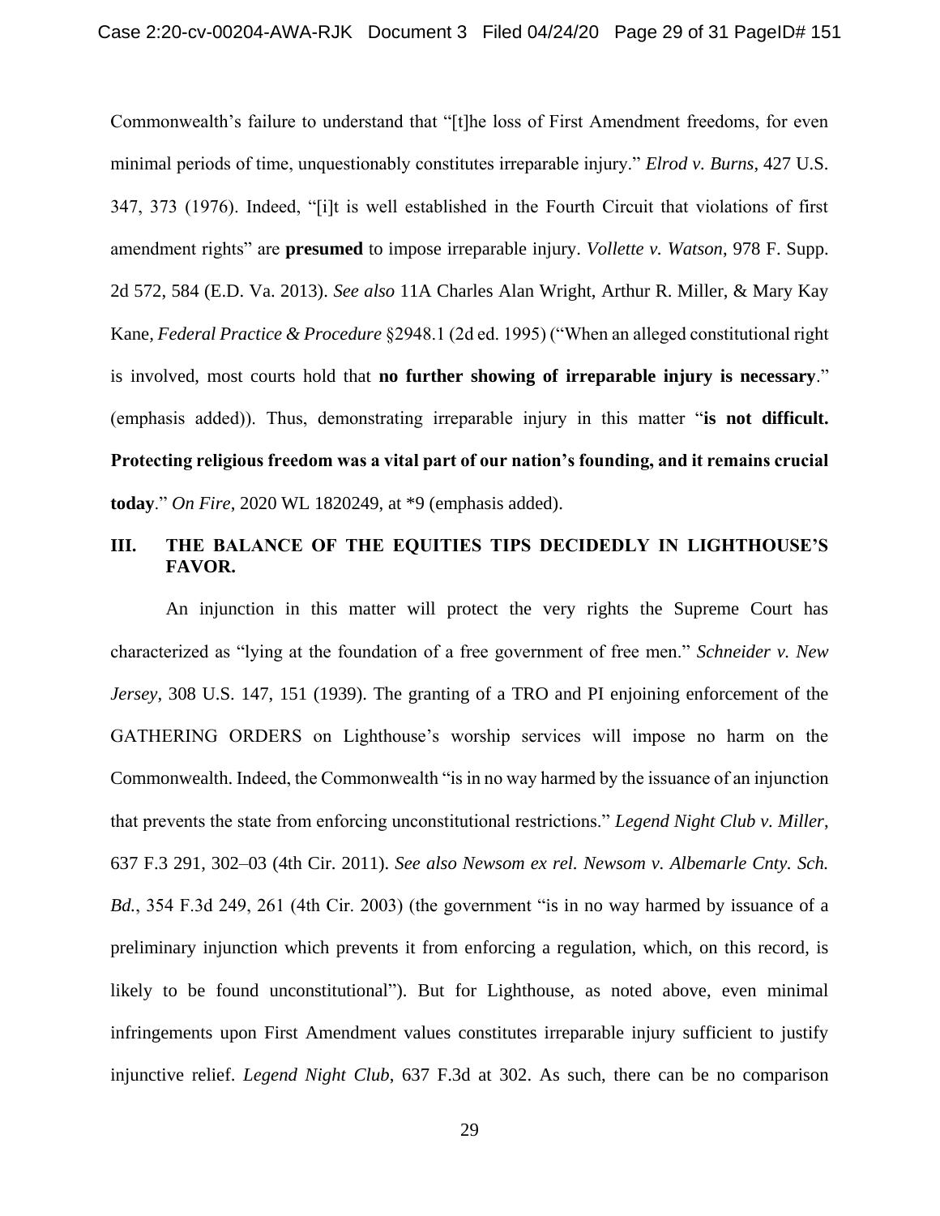Commonwealth's failure to understand that "[t]he loss of First Amendment freedoms, for even minimal periods of time, unquestionably constitutes irreparable injury." *Elrod v. Burns*, 427 U.S. 347, 373 (1976). Indeed, "[i]t is well established in the Fourth Circuit that violations of first amendment rights" are **presumed** to impose irreparable injury. *Vollette v. Watson*, 978 F. Supp. 2d 572, 584 (E.D. Va. 2013). *See also* 11A Charles Alan Wright, Arthur R. Miller, & Mary Kay Kane, *Federal Practice & Procedure* §2948.1 (2d ed. 1995) ("When an alleged constitutional right is involved, most courts hold that **no further showing of irreparable injury is necessary**." (emphasis added)). Thus, demonstrating irreparable injury in this matter "**is not difficult. Protecting religious freedom was a vital part of our nation's founding, and it remains crucial today**." *On Fire*, 2020 WL 1820249, at \*9 (emphasis added).

## III. THE BALANCE OF THE EQUITIES TIPS DECIDEDLY IN LIGHTHOUSE'S FAVOR.

An injunction in this matter will protect the very rights the Supreme Court has characterized as "lying at the foundation of a free government of free men." *Schneider v. New Jersey*, 308 U.S. 147, 151 (1939). The granting of a TRO and PI enjoining enforcement of the GATHERING ORDERS on Lighthouse's worship services will impose no harm on the Commonwealth. Indeed, the Commonwealth "is in no way harmed by the issuance of an injunction that prevents the state from enforcing unconstitutional restrictions." *Legend Night Club v. Miller*, 637 F.3 291, 302–03 (4th Cir. 2011). *See also Newsom ex rel. Newsom v. Albemarle Cnty. Sch. Bd.*, 354 F.3d 249, 261 (4th Cir. 2003) (the government "is in no way harmed by issuance of a preliminary injunction which prevents it from enforcing a regulation, which, on this record, is likely to be found unconstitutional"). But for Lighthouse, as noted above, even minimal infringements upon First Amendment values constitutes irreparable injury sufficient to justify injunctive relief. *Legend Night Club*, 637 F.3d at 302. As such, there can be no comparison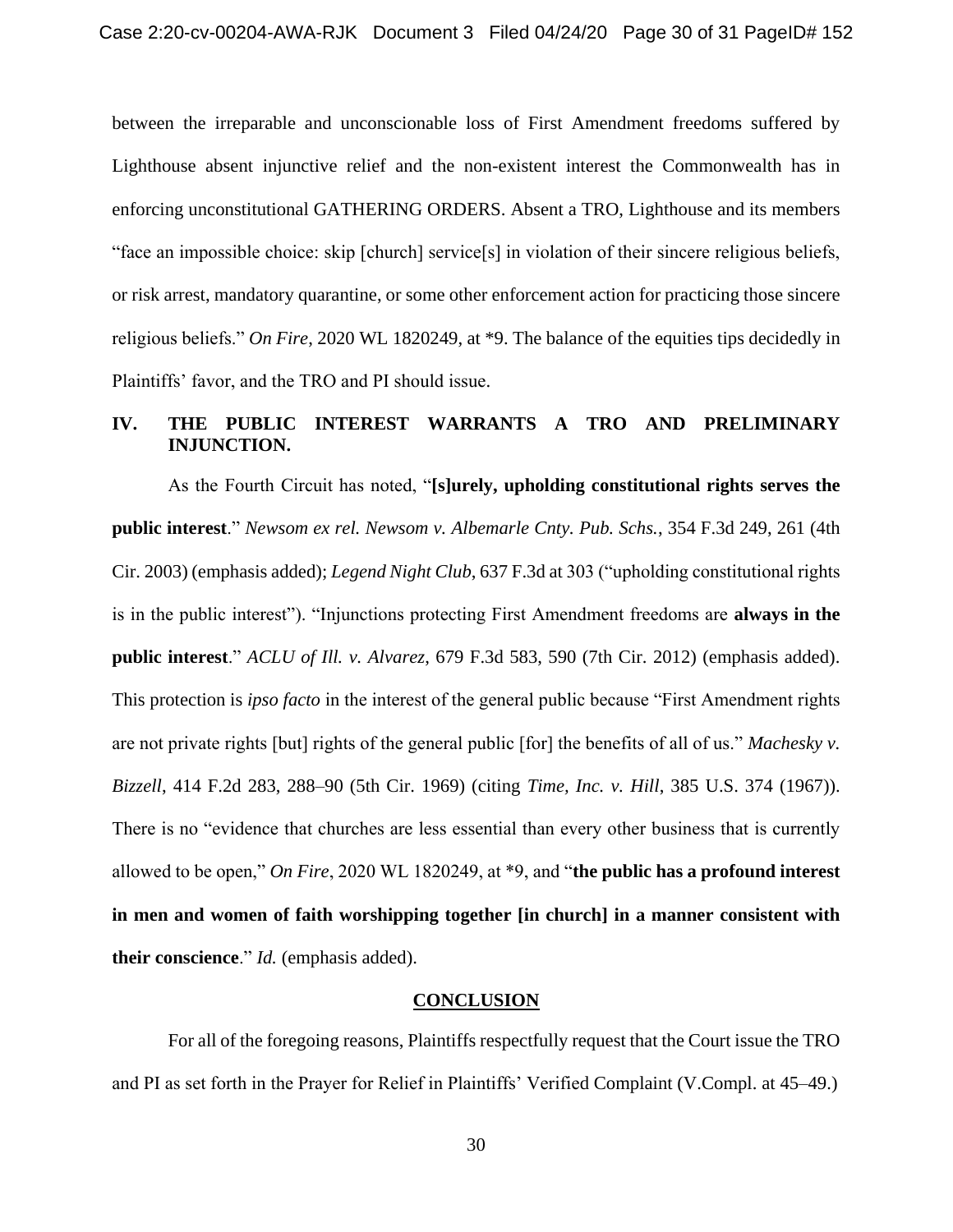between the irreparable and unconscionable loss of First Amendment freedoms suffered by Lighthouse absent injunctive relief and the non-existent interest the Commonwealth has in enforcing unconstitutional GATHERING ORDERS. Absent a TRO, Lighthouse and its members "face an impossible choice: skip [church] service[s] in violation of their sincere religious beliefs, or risk arrest, mandatory quarantine, or some other enforcement action for practicing those sincere religious beliefs." *On Fire*, 2020 WL 1820249, at *9. The balance of the equities tips decidedly in Plaintiffs' favor, and the TRO and PI should issue.

## IV. THE PUBLIC INTEREST WARRANTS A TRO AND PRELIMINARY INJUNCTION.

As the Fourth Circuit has noted, "**[s]urely, upholding constitutional rights serves the public interest**." *Newsom ex rel. Newsom v. Albemarle Cnty. Pub. Schs.*, 354 F.3d 249, 261 (4th Cir. 2003) (emphasis added); *Legend Night Club*, 637 F.3d at 303 ("upholding constitutional rights is in the public interest"). "Injunctions protecting First Amendment freedoms are **always in the public interest**." *ACLU of Ill. v. Alvarez*, 679 F.3d 583, 590 (7th Cir. 2012) (emphasis added). This protection is *ipso facto* in the interest of the general public because "First Amendment rights are not private rights [but] rights of the general public [for] the benefits of all of us." *Machesky v. Bizzell*, 414 F.2d 283, 288–90 (5th Cir. 1969) (citing *Time, Inc. v. Hill*, 385 U.S. 374 (1967)). There is no "evidence that churches are less essential than every other business that is currently allowed to be open," *On Fire*, 2020 WL 1820249, at *9, and "**the public has a profound interest in men and women of faith worshipping together [in church] in a manner consistent with their conscience**." *Id.* (emphasis added).

## CONCLUSION

For all of the foregoing reasons, Plaintiffs respectfully request that the Court issue the TRO and PI as set forth in the Prayer for Relief in Plaintiffs' Verified Complaint (V.Compl. at 45–49.)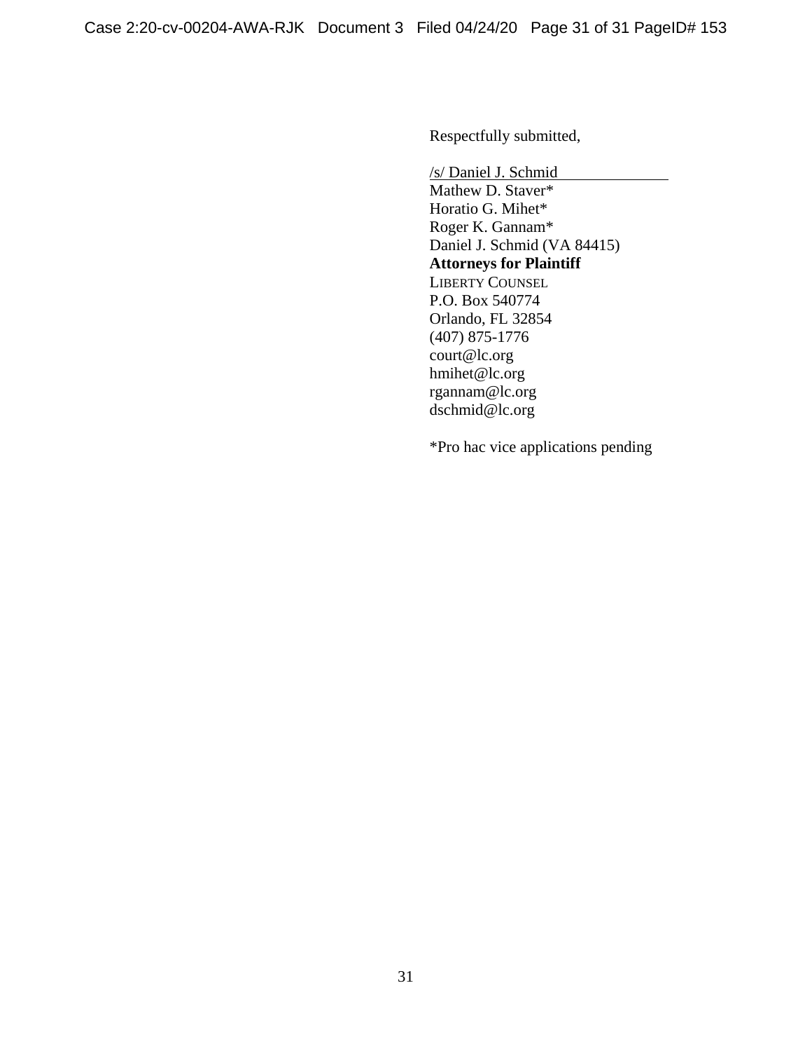Respectfully submitted,

/s/ Daniel J. Schmid
Mathew D. Staver*
Horatio G. Mihet*
Roger K. Gannam*
Daniel J. Schmid (VA 84415)
**Attorneys for Plaintiff**
LIBERTY COUNSEL
P.O. Box 540774
Orlando, FL 32854
(407) 875-1776
court@lc.org
hmihet@lc.org
rgannam@lc.org
dschmid@lc.org

*Pro hac vice applications pending